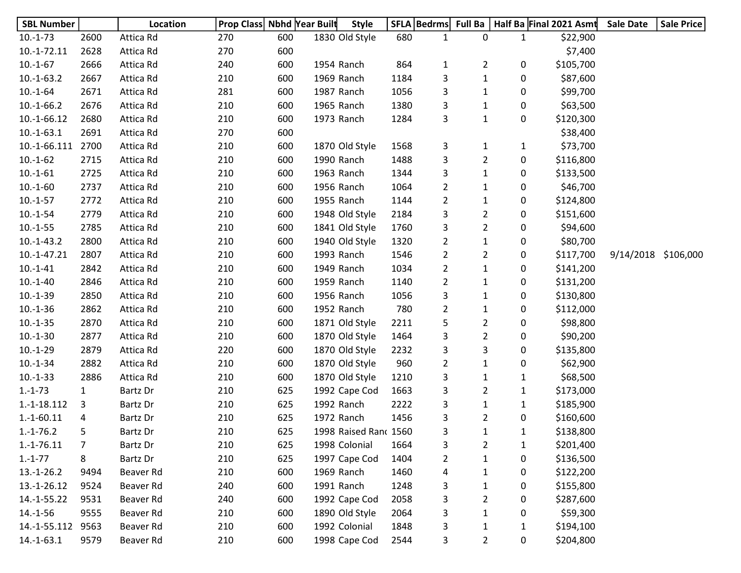| SBL Number | | Location | Prop Class | Nbhd | Year Built | Style | SFLA | Bedrms | Full Ba | Half Ba | Final 2021 Asmt | Sale Date | Sale Price |
|---|---|---|---|---|---|---|---|---|---|---|---|---|---|
| 10.-1-73 | 2600 | Attica Rd | 270 | 600 | 1830 | Old Style | 680 | 1 | 0 | 1 | $22,900 | | |
| 10.-1-72.11 | 2628 | Attica Rd | 270 | 600 | | | | | | | $7,400 | | |
| 10.-1-67 | 2666 | Attica Rd | 240 | 600 | 1954 | Ranch | 864 | 1 | 2 | 0 | $105,700 | | |
| 10.-1-63.2 | 2667 | Attica Rd | 210 | 600 | 1969 | Ranch | 1184 | 3 | 1 | 0 | $87,600 | | |
| 10.-1-64 | 2671 | Attica Rd | 281 | 600 | 1987 | Ranch | 1056 | 3 | 1 | 0 | $99,700 | | |
| 10.-1-66.2 | 2676 | Attica Rd | 210 | 600 | 1965 | Ranch | 1380 | 3 | 1 | 0 | $63,500 | | |
| 10.-1-66.12 | 2680 | Attica Rd | 210 | 600 | 1973 | Ranch | 1284 | 3 | 1 | 0 | $120,300 | | |
| 10.-1-63.1 | 2691 | Attica Rd | 270 | 600 | | | | | | | $38,400 | | |
| 10.-1-66.111 | 2700 | Attica Rd | 210 | 600 | 1870 | Old Style | 1568 | 3 | 1 | 1 | $73,700 | | |
| 10.-1-62 | 2715 | Attica Rd | 210 | 600 | 1990 | Ranch | 1488 | 3 | 2 | 0 | $116,800 | | |
| 10.-1-61 | 2725 | Attica Rd | 210 | 600 | 1963 | Ranch | 1344 | 3 | 1 | 0 | $133,500 | | |
| 10.-1-60 | 2737 | Attica Rd | 210 | 600 | 1956 | Ranch | 1064 | 2 | 1 | 0 | $46,700 | | |
| 10.-1-57 | 2772 | Attica Rd | 210 | 600 | 1955 | Ranch | 1144 | 2 | 1 | 0 | $124,800 | | |
| 10.-1-54 | 2779 | Attica Rd | 210 | 600 | 1948 | Old Style | 2184 | 3 | 2 | 0 | $151,600 | | |
| 10.-1-55 | 2785 | Attica Rd | 210 | 600 | 1841 | Old Style | 1760 | 3 | 2 | 0 | $94,600 | | |
| 10.-1-43.2 | 2800 | Attica Rd | 210 | 600 | 1940 | Old Style | 1320 | 2 | 1 | 0 | $80,700 | | |
| 10.-1-47.21 | 2807 | Attica Rd | 210 | 600 | 1993 | Ranch | 1546 | 2 | 2 | 0 | $117,700 | 9/14/2018 | $106,000 |
| 10.-1-41 | 2842 | Attica Rd | 210 | 600 | 1949 | Ranch | 1034 | 2 | 1 | 0 | $141,200 | | |
| 10.-1-40 | 2846 | Attica Rd | 210 | 600 | 1959 | Ranch | 1140 | 2 | 1 | 0 | $131,200 | | |
| 10.-1-39 | 2850 | Attica Rd | 210 | 600 | 1956 | Ranch | 1056 | 3 | 1 | 0 | $130,800 | | |
| 10.-1-36 | 2862 | Attica Rd | 210 | 600 | 1952 | Ranch | 780 | 2 | 1 | 0 | $112,000 | | |
| 10.-1-35 | 2870 | Attica Rd | 210 | 600 | 1871 | Old Style | 2211 | 5 | 2 | 0 | $98,800 | | |
| 10.-1-30 | 2877 | Attica Rd | 210 | 600 | 1870 | Old Style | 1464 | 3 | 2 | 0 | $90,200 | | |
| 10.-1-29 | 2879 | Attica Rd | 220 | 600 | 1870 | Old Style | 2232 | 3 | 3 | 0 | $135,800 | | |
| 10.-1-34 | 2882 | Attica Rd | 210 | 600 | 1870 | Old Style | 960 | 2 | 1 | 0 | $62,900 | | |
| 10.-1-33 | 2886 | Attica Rd | 210 | 600 | 1870 | Old Style | 1210 | 3 | 1 | 1 | $68,500 | | |
| 1.-1-73 | 1 | Bartz Dr | 210 | 625 | 1992 | Cape Cod | 1663 | 3 | 2 | 1 | $173,000 | | |
| 1.-1-18.112 | 3 | Bartz Dr | 210 | 625 | 1992 | Ranch | 2222 | 3 | 1 | 1 | $185,900 | | |
| 1.-1-60.11 | 4 | Bartz Dr | 210 | 625 | 1972 | Ranch | 1456 | 3 | 2 | 0 | $160,600 | | |
| 1.-1-76.2 | 5 | Bartz Dr | 210 | 625 | 1998 | Raised Ranc | 1560 | 3 | 1 | 1 | $138,800 | | |
| 1.-1-76.11 | 7 | Bartz Dr | 210 | 625 | 1998 | Colonial | 1664 | 3 | 2 | 1 | $201,400 | | |
| 1.-1-77 | 8 | Bartz Dr | 210 | 625 | 1997 | Cape Cod | 1404 | 2 | 1 | 0 | $136,500 | | |
| 13.-1-26.2 | 9494 | Beaver Rd | 210 | 600 | 1969 | Ranch | 1460 | 4 | 1 | 0 | $122,200 | | |
| 13.-1-26.12 | 9524 | Beaver Rd | 240 | 600 | 1991 | Ranch | 1248 | 3 | 1 | 0 | $155,800 | | |
| 14.-1-55.22 | 9531 | Beaver Rd | 240 | 600 | 1992 | Cape Cod | 2058 | 3 | 2 | 0 | $287,600 | | |
| 14.-1-56 | 9555 | Beaver Rd | 210 | 600 | 1890 | Old Style | 2064 | 3 | 1 | 0 | $59,300 | | |
| 14.-1-55.112 | 9563 | Beaver Rd | 210 | 600 | 1992 | Colonial | 1848 | 3 | 1 | 1 | $194,100 | | |
| 14.-1-63.1 | 9579 | Beaver Rd | 210 | 600 | 1998 | Cape Cod | 2544 | 3 | 2 | 0 | $204,800 | | |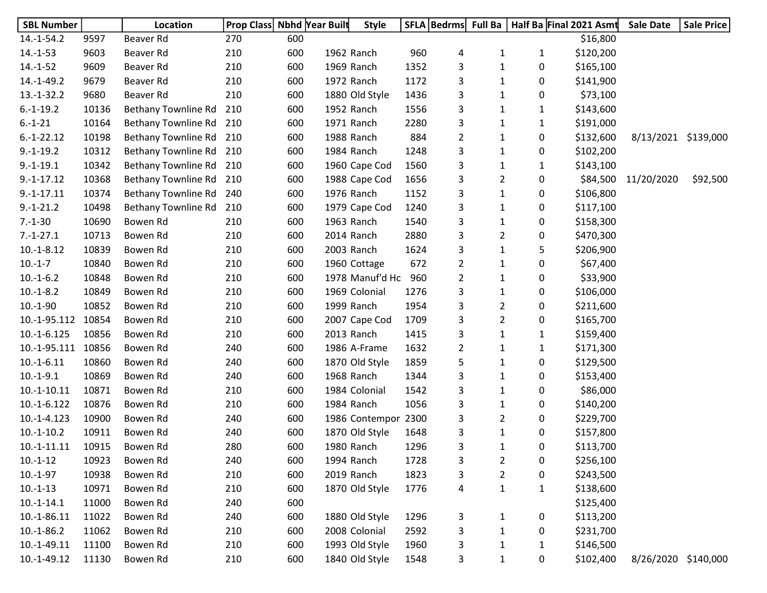| SBL Number | | Location | Prop Class | Nbhd | Year Built | Style | SFLA | Bedrms | Full Ba | Half Ba | Final 2021 Asmt | Sale Date | Sale Price |
|---|---|---|---|---|---|---|---|---|---|---|---|---|---|
| 14.-1-54.2 | 9597 | Beaver Rd | 270 | 600 | | | | | | | $16,800 | | |
| 14.-1-53 | 9603 | Beaver Rd | 210 | 600 | 1962 | Ranch | 960 | 4 | 1 | 1 | $120,200 | | |
| 14.-1-52 | 9609 | Beaver Rd | 210 | 600 | 1969 | Ranch | 1352 | 3 | 1 | 0 | $165,100 | | |
| 14.-1-49.2 | 9679 | Beaver Rd | 210 | 600 | 1972 | Ranch | 1172 | 3 | 1 | 0 | $141,900 | | |
| 13.-1-32.2 | 9680 | Beaver Rd | 210 | 600 | 1880 | Old Style | 1436 | 3 | 1 | 0 | $73,100 | | |
| 6.-1-19.2 | 10136 | Bethany Townline Rd | 210 | 600 | 1952 | Ranch | 1556 | 3 | 1 | 1 | $143,600 | | |
| 6.-1-21 | 10164 | Bethany Townline Rd | 210 | 600 | 1971 | Ranch | 2280 | 3 | 1 | 1 | $191,000 | | |
| 6.-1-22.12 | 10198 | Bethany Townline Rd | 210 | 600 | 1988 | Ranch | 884 | 2 | 1 | 0 | $132,600 | 8/13/2021 | $139,000 |
| 9.-1-19.2 | 10312 | Bethany Townline Rd | 210 | 600 | 1984 | Ranch | 1248 | 3 | 1 | 0 | $102,200 | | |
| 9.-1-19.1 | 10342 | Bethany Townline Rd | 210 | 600 | 1960 | Cape Cod | 1560 | 3 | 1 | 1 | $143,100 | | |
| 9.-1-17.12 | 10368 | Bethany Townline Rd | 210 | 600 | 1988 | Cape Cod | 1656 | 3 | 2 | 0 | $84,500 | 11/20/2020 | $92,500 |
| 9.-1-17.11 | 10374 | Bethany Townline Rd | 240 | 600 | 1976 | Ranch | 1152 | 3 | 1 | 0 | $106,800 | | |
| 9.-1-21.2 | 10498 | Bethany Townline Rd | 210 | 600 | 1979 | Cape Cod | 1240 | 3 | 1 | 0 | $117,100 | | |
| 7.-1-30 | 10690 | Bowen Rd | 210 | 600 | 1963 | Ranch | 1540 | 3 | 1 | 0 | $158,300 | | |
| 7.-1-27.1 | 10713 | Bowen Rd | 210 | 600 | 2014 | Ranch | 2880 | 3 | 2 | 0 | $470,300 | | |
| 10.-1-8.12 | 10839 | Bowen Rd | 210 | 600 | 2003 | Ranch | 1624 | 3 | 1 | 5 | $206,900 | | |
| 10.-1-7 | 10840 | Bowen Rd | 210 | 600 | 1960 | Cottage | 672 | 2 | 1 | 0 | $67,400 | | |
| 10.-1-6.2 | 10848 | Bowen Rd | 210 | 600 | 1978 | Manuf'd Hc | 960 | 2 | 1 | 0 | $33,900 | | |
| 10.-1-8.2 | 10849 | Bowen Rd | 210 | 600 | 1969 | Colonial | 1276 | 3 | 1 | 0 | $106,000 | | |
| 10.-1-90 | 10852 | Bowen Rd | 210 | 600 | 1999 | Ranch | 1954 | 3 | 2 | 0 | $211,600 | | |
| 10.-1-95.112 | 10854 | Bowen Rd | 210 | 600 | 2007 | Cape Cod | 1709 | 3 | 2 | 0 | $165,700 | | |
| 10.-1-6.125 | 10856 | Bowen Rd | 210 | 600 | 2013 | Ranch | 1415 | 3 | 1 | 1 | $159,400 | | |
| 10.-1-95.111 | 10856 | Bowen Rd | 240 | 600 | 1986 | A-Frame | 1632 | 2 | 1 | 1 | $171,300 | | |
| 10.-1-6.11 | 10860 | Bowen Rd | 240 | 600 | 1870 | Old Style | 1859 | 5 | 1 | 0 | $129,500 | | |
| 10.-1-9.1 | 10869 | Bowen Rd | 240 | 600 | 1968 | Ranch | 1344 | 3 | 1 | 0 | $153,400 | | |
| 10.-1-10.11 | 10871 | Bowen Rd | 210 | 600 | 1984 | Colonial | 1542 | 3 | 1 | 0 | $86,000 | | |
| 10.-1-6.122 | 10876 | Bowen Rd | 210 | 600 | 1984 | Ranch | 1056 | 3 | 1 | 0 | $140,200 | | |
| 10.-1-4.123 | 10900 | Bowen Rd | 240 | 600 | 1986 | Contempor | 2300 | 3 | 2 | 0 | $229,700 | | |
| 10.-1-10.2 | 10911 | Bowen Rd | 240 | 600 | 1870 | Old Style | 1648 | 3 | 1 | 0 | $157,800 | | |
| 10.-1-11.11 | 10915 | Bowen Rd | 280 | 600 | 1980 | Ranch | 1296 | 3 | 1 | 0 | $113,700 | | |
| 10.-1-12 | 10923 | Bowen Rd | 240 | 600 | 1994 | Ranch | 1728 | 3 | 2 | 0 | $256,100 | | |
| 10.-1-97 | 10938 | Bowen Rd | 210 | 600 | 2019 | Ranch | 1823 | 3 | 2 | 0 | $243,500 | | |
| 10.-1-13 | 10971 | Bowen Rd | 210 | 600 | 1870 | Old Style | 1776 | 4 | 1 | 1 | $138,600 | | |
| 10.-1-14.1 | 11000 | Bowen Rd | 240 | 600 | | | | | | | $125,400 | | |
| 10.-1-86.11 | 11022 | Bowen Rd | 240 | 600 | 1880 | Old Style | 1296 | 3 | 1 | 0 | $113,200 | | |
| 10.-1-86.2 | 11062 | Bowen Rd | 210 | 600 | 2008 | Colonial | 2592 | 3 | 1 | 0 | $231,700 | | |
| 10.-1-49.11 | 11100 | Bowen Rd | 210 | 600 | 1993 | Old Style | 1960 | 3 | 1 | 1 | $146,500 | | |
| 10.-1-49.12 | 11130 | Bowen Rd | 210 | 600 | 1840 | Old Style | 1548 | 3 | 1 | 0 | $102,400 | 8/26/2020 | $140,000 |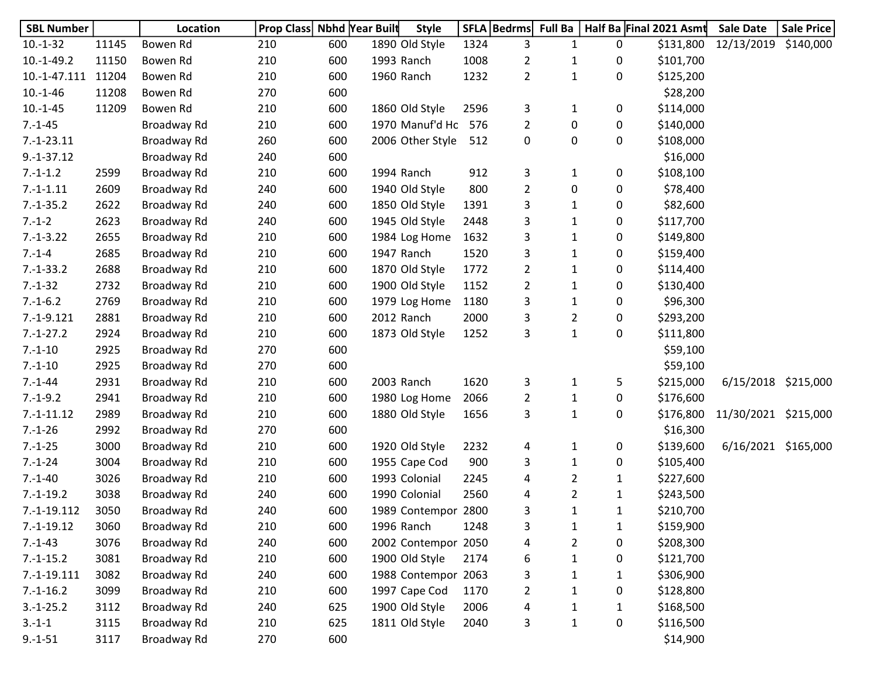| SBL Number | | Location | Prop Class | Nbhd | Year Built | Style | SFLA | Bedrms | Full Ba | Half Ba | Final 2021 Asmt | Sale Date | Sale Price |
|---|---|---|---|---|---|---|---|---|---|---|---|---|---|
| 10.-1-32 | 11145 | Bowen Rd | 210 | 600 | 1890 | Old Style | 1324 | 3 | 1 | 0 | $131,800 | 12/13/2019 | $140,000 |
| 10.-1-49.2 | 11150 | Bowen Rd | 210 | 600 | 1993 | Ranch | 1008 | 2 | 1 | 0 | $101,700 | | |
| 10.-1-47.111 | 11204 | Bowen Rd | 210 | 600 | 1960 | Ranch | 1232 | 2 | 1 | 0 | $125,200 | | |
| 10.-1-46 | 11208 | Bowen Rd | 270 | 600 | | | | | | | $28,200 | | |
| 10.-1-45 | 11209 | Bowen Rd | 210 | 600 | 1860 | Old Style | 2596 | 3 | 1 | 0 | $114,000 | | |
| 7.-1-45 | | Broadway Rd | 210 | 600 | 1970 | Manuf'd Hc | 576 | 2 | 0 | 0 | $140,000 | | |
| 7.-1-23.11 | | Broadway Rd | 260 | 600 | 2006 | Other Style | 512 | 0 | 0 | 0 | $108,000 | | |
| 9.-1-37.12 | | Broadway Rd | 240 | 600 | | | | | | | $16,000 | | |
| 7.-1-1.2 | 2599 | Broadway Rd | 210 | 600 | 1994 | Ranch | 912 | 3 | 1 | 0 | $108,100 | | |
| 7.-1-1.11 | 2609 | Broadway Rd | 240 | 600 | 1940 | Old Style | 800 | 2 | 0 | 0 | $78,400 | | |
| 7.-1-35.2 | 2622 | Broadway Rd | 240 | 600 | 1850 | Old Style | 1391 | 3 | 1 | 0 | $82,600 | | |
| 7.-1-2 | 2623 | Broadway Rd | 240 | 600 | 1945 | Old Style | 2448 | 3 | 1 | 0 | $117,700 | | |
| 7.-1-3.22 | 2655 | Broadway Rd | 210 | 600 | 1984 | Log Home | 1632 | 3 | 1 | 0 | $149,800 | | |
| 7.-1-4 | 2685 | Broadway Rd | 210 | 600 | 1947 | Ranch | 1520 | 3 | 1 | 0 | $159,400 | | |
| 7.-1-33.2 | 2688 | Broadway Rd | 210 | 600 | 1870 | Old Style | 1772 | 2 | 1 | 0 | $114,400 | | |
| 7.-1-32 | 2732 | Broadway Rd | 210 | 600 | 1900 | Old Style | 1152 | 2 | 1 | 0 | $130,400 | | |
| 7.-1-6.2 | 2769 | Broadway Rd | 210 | 600 | 1979 | Log Home | 1180 | 3 | 1 | 0 | $96,300 | | |
| 7.-1-9.121 | 2881 | Broadway Rd | 210 | 600 | 2012 | Ranch | 2000 | 3 | 2 | 0 | $293,200 | | |
| 7.-1-27.2 | 2924 | Broadway Rd | 210 | 600 | 1873 | Old Style | 1252 | 3 | 1 | 0 | $111,800 | | |
| 7.-1-10 | 2925 | Broadway Rd | 270 | 600 | | | | | | | $59,100 | | |
| 7.-1-10 | 2925 | Broadway Rd | 270 | 600 | | | | | | | $59,100 | | |
| 7.-1-44 | 2931 | Broadway Rd | 210 | 600 | 2003 | Ranch | 1620 | 3 | 1 | 5 | $215,000 | 6/15/2018 | $215,000 |
| 7.-1-9.2 | 2941 | Broadway Rd | 210 | 600 | 1980 | Log Home | 2066 | 2 | 1 | 0 | $176,600 | | |
| 7.-1-11.12 | 2989 | Broadway Rd | 210 | 600 | 1880 | Old Style | 1656 | 3 | 1 | 0 | $176,800 | 11/30/2021 | $215,000 |
| 7.-1-26 | 2992 | Broadway Rd | 270 | 600 | | | | | | | $16,300 | | |
| 7.-1-25 | 3000 | Broadway Rd | 210 | 600 | 1920 | Old Style | 2232 | 4 | 1 | 0 | $139,600 | 6/16/2021 | $165,000 |
| 7.-1-24 | 3004 | Broadway Rd | 210 | 600 | 1955 | Cape Cod | 900 | 3 | 1 | 0 | $105,400 | | |
| 7.-1-40 | 3026 | Broadway Rd | 210 | 600 | 1993 | Colonial | 2245 | 4 | 2 | 1 | $227,600 | | |
| 7.-1-19.2 | 3038 | Broadway Rd | 240 | 600 | 1990 | Colonial | 2560 | 4 | 2 | 1 | $243,500 | | |
| 7.-1-19.112 | 3050 | Broadway Rd | 240 | 600 | 1989 | Contempor | 2800 | 3 | 1 | 1 | $210,700 | | |
| 7.-1-19.12 | 3060 | Broadway Rd | 210 | 600 | 1996 | Ranch | 1248 | 3 | 1 | 1 | $159,900 | | |
| 7.-1-43 | 3076 | Broadway Rd | 240 | 600 | 2002 | Contempor | 2050 | 4 | 2 | 0 | $208,300 | | |
| 7.-1-15.2 | 3081 | Broadway Rd | 210 | 600 | 1900 | Old Style | 2174 | 6 | 1 | 0 | $121,700 | | |
| 7.-1-19.111 | 3082 | Broadway Rd | 240 | 600 | 1988 | Contempor | 2063 | 3 | 1 | 1 | $306,900 | | |
| 7.-1-16.2 | 3099 | Broadway Rd | 210 | 600 | 1997 | Cape Cod | 1170 | 2 | 1 | 0 | $128,800 | | |
| 3.-1-25.2 | 3112 | Broadway Rd | 240 | 625 | 1900 | Old Style | 2006 | 4 | 1 | 1 | $168,500 | | |
| 3.-1-1 | 3115 | Broadway Rd | 210 | 625 | 1811 | Old Style | 2040 | 3 | 1 | 0 | $116,500 | | |
| 9.-1-51 | 3117 | Broadway Rd | 270 | 600 | | | | | | | $14,900 | | |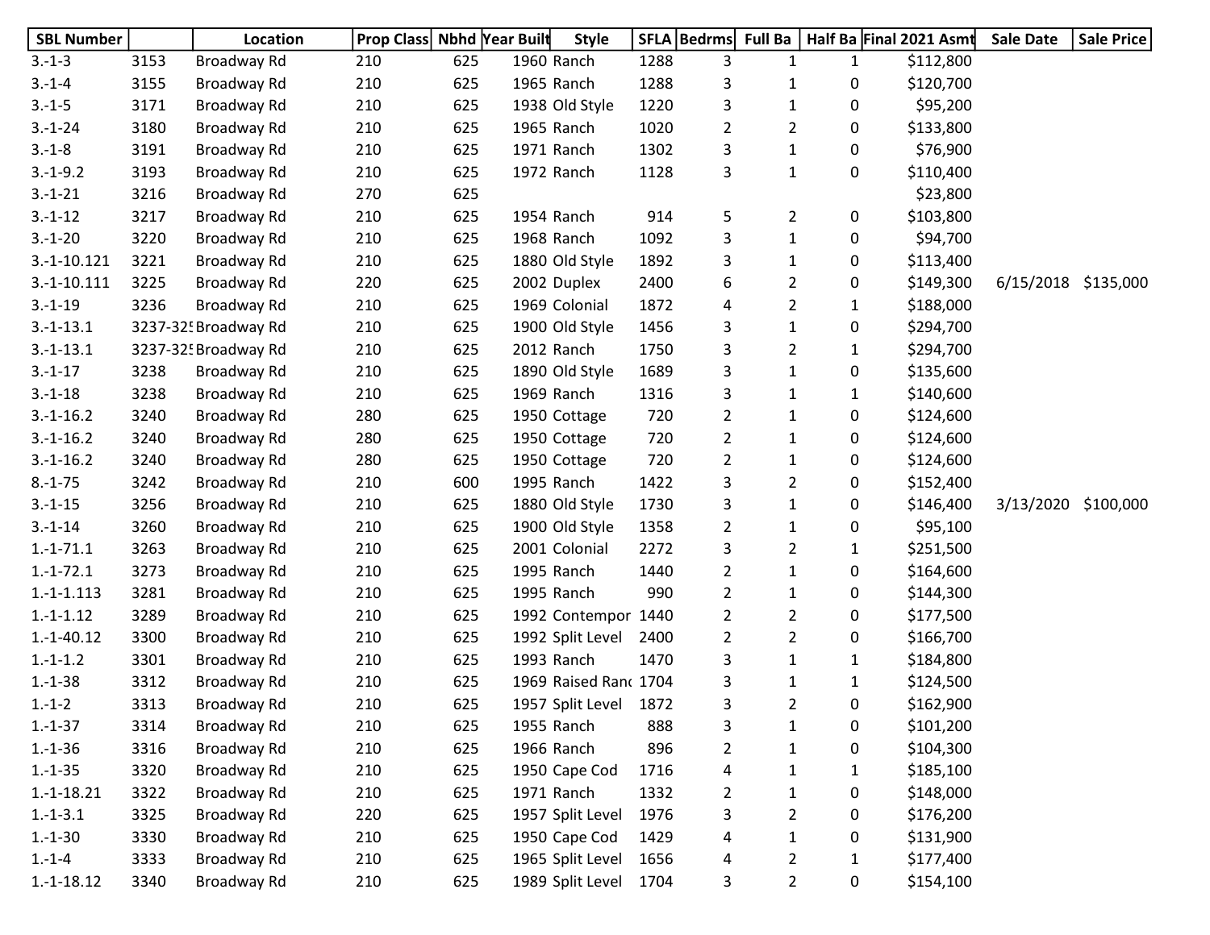| SBL Number | | Location | Prop Class | Nbhd | Year Built | Style | SFLA | Bedrms | Full Ba | Half Ba | Final 2021 Asmt | Sale Date | Sale Price |
|---|---|---|---|---|---|---|---|---|---|---|---|---|---|
| 3.-1-3 | 3153 | Broadway Rd | 210 | 625 | 1960 | Ranch | 1288 | 3 | 1 | 1 | $112,800 | | |
| 3.-1-4 | 3155 | Broadway Rd | 210 | 625 | 1965 | Ranch | 1288 | 3 | 1 | 0 | $120,700 | | |
| 3.-1-5 | 3171 | Broadway Rd | 210 | 625 | 1938 | Old Style | 1220 | 3 | 1 | 0 | $95,200 | | |
| 3.-1-24 | 3180 | Broadway Rd | 210 | 625 | 1965 | Ranch | 1020 | 2 | 2 | 0 | $133,800 | | |
| 3.-1-8 | 3191 | Broadway Rd | 210 | 625 | 1971 | Ranch | 1302 | 3 | 1 | 0 | $76,900 | | |
| 3.-1-9.2 | 3193 | Broadway Rd | 210 | 625 | 1972 | Ranch | 1128 | 3 | 1 | 0 | $110,400 | | |
| 3.-1-21 | 3216 | Broadway Rd | 270 | 625 | | | | | | | $23,800 | | |
| 3.-1-12 | 3217 | Broadway Rd | 210 | 625 | 1954 | Ranch | 914 | 5 | 2 | 0 | $103,800 | | |
| 3.-1-20 | 3220 | Broadway Rd | 210 | 625 | 1968 | Ranch | 1092 | 3 | 1 | 0 | $94,700 | | |
| 3.-1-10.121 | 3221 | Broadway Rd | 210 | 625 | 1880 | Old Style | 1892 | 3 | 1 | 0 | $113,400 | | |
| 3.-1-10.111 | 3225 | Broadway Rd | 220 | 625 | 2002 | Duplex | 2400 | 6 | 2 | 0 | $149,300 | 6/15/2018 | $135,000 |
| 3.-1-19 | 3236 | Broadway Rd | 210 | 625 | 1969 | Colonial | 1872 | 4 | 2 | 1 | $188,000 | | |
| 3.-1-13.1 | 3237-325 | Broadway Rd | 210 | 625 | 1900 | Old Style | 1456 | 3 | 1 | 0 | $294,700 | | |
| 3.-1-13.1 | 3237-325 | Broadway Rd | 210 | 625 | 2012 | Ranch | 1750 | 3 | 2 | 1 | $294,700 | | |
| 3.-1-17 | 3238 | Broadway Rd | 210 | 625 | 1890 | Old Style | 1689 | 3 | 1 | 0 | $135,600 | | |
| 3.-1-18 | 3238 | Broadway Rd | 210 | 625 | 1969 | Ranch | 1316 | 3 | 1 | 1 | $140,600 | | |
| 3.-1-16.2 | 3240 | Broadway Rd | 280 | 625 | 1950 | Cottage | 720 | 2 | 1 | 0 | $124,600 | | |
| 3.-1-16.2 | 3240 | Broadway Rd | 280 | 625 | 1950 | Cottage | 720 | 2 | 1 | 0 | $124,600 | | |
| 3.-1-16.2 | 3240 | Broadway Rd | 280 | 625 | 1950 | Cottage | 720 | 2 | 1 | 0 | $124,600 | | |
| 8.-1-75 | 3242 | Broadway Rd | 210 | 600 | 1995 | Ranch | 1422 | 3 | 2 | 0 | $152,400 | | |
| 3.-1-15 | 3256 | Broadway Rd | 210 | 625 | 1880 | Old Style | 1730 | 3 | 1 | 0 | $146,400 | 3/13/2020 | $100,000 |
| 3.-1-14 | 3260 | Broadway Rd | 210 | 625 | 1900 | Old Style | 1358 | 2 | 1 | 0 | $95,100 | | |
| 1.-1-71.1 | 3263 | Broadway Rd | 210 | 625 | 2001 | Colonial | 2272 | 3 | 2 | 1 | $251,500 | | |
| 1.-1-72.1 | 3273 | Broadway Rd | 210 | 625 | 1995 | Ranch | 1440 | 2 | 1 | 0 | $164,600 | | |
| 1.-1-1.113 | 3281 | Broadway Rd | 210 | 625 | 1995 | Ranch | 990 | 2 | 1 | 0 | $144,300 | | |
| 1.-1-1.12 | 3289 | Broadway Rd | 210 | 625 | 1992 | Contempor | 1440 | 2 | 2 | 0 | $177,500 | | |
| 1.-1-40.12 | 3300 | Broadway Rd | 210 | 625 | 1992 | Split Level | 2400 | 2 | 2 | 0 | $166,700 | | |
| 1.-1-1.2 | 3301 | Broadway Rd | 210 | 625 | 1993 | Ranch | 1470 | 3 | 1 | 1 | $184,800 | | |
| 1.-1-38 | 3312 | Broadway Rd | 210 | 625 | 1969 | Raised Ranc | 1704 | 3 | 1 | 1 | $124,500 | | |
| 1.-1-2 | 3313 | Broadway Rd | 210 | 625 | 1957 | Split Level | 1872 | 3 | 2 | 0 | $162,900 | | |
| 1.-1-37 | 3314 | Broadway Rd | 210 | 625 | 1955 | Ranch | 888 | 3 | 1 | 0 | $101,200 | | |
| 1.-1-36 | 3316 | Broadway Rd | 210 | 625 | 1966 | Ranch | 896 | 2 | 1 | 0 | $104,300 | | |
| 1.-1-35 | 3320 | Broadway Rd | 210 | 625 | 1950 | Cape Cod | 1716 | 4 | 1 | 1 | $185,100 | | |
| 1.-1-18.21 | 3322 | Broadway Rd | 210 | 625 | 1971 | Ranch | 1332 | 2 | 1 | 0 | $148,000 | | |
| 1.-1-3.1 | 3325 | Broadway Rd | 220 | 625 | 1957 | Split Level | 1976 | 3 | 2 | 0 | $176,200 | | |
| 1.-1-30 | 3330 | Broadway Rd | 210 | 625 | 1950 | Cape Cod | 1429 | 4 | 1 | 0 | $131,900 | | |
| 1.-1-4 | 3333 | Broadway Rd | 210 | 625 | 1965 | Split Level | 1656 | 4 | 2 | 1 | $177,400 | | |
| 1.-1-18.12 | 3340 | Broadway Rd | 210 | 625 | 1989 | Split Level | 1704 | 3 | 2 | 0 | $154,100 | | |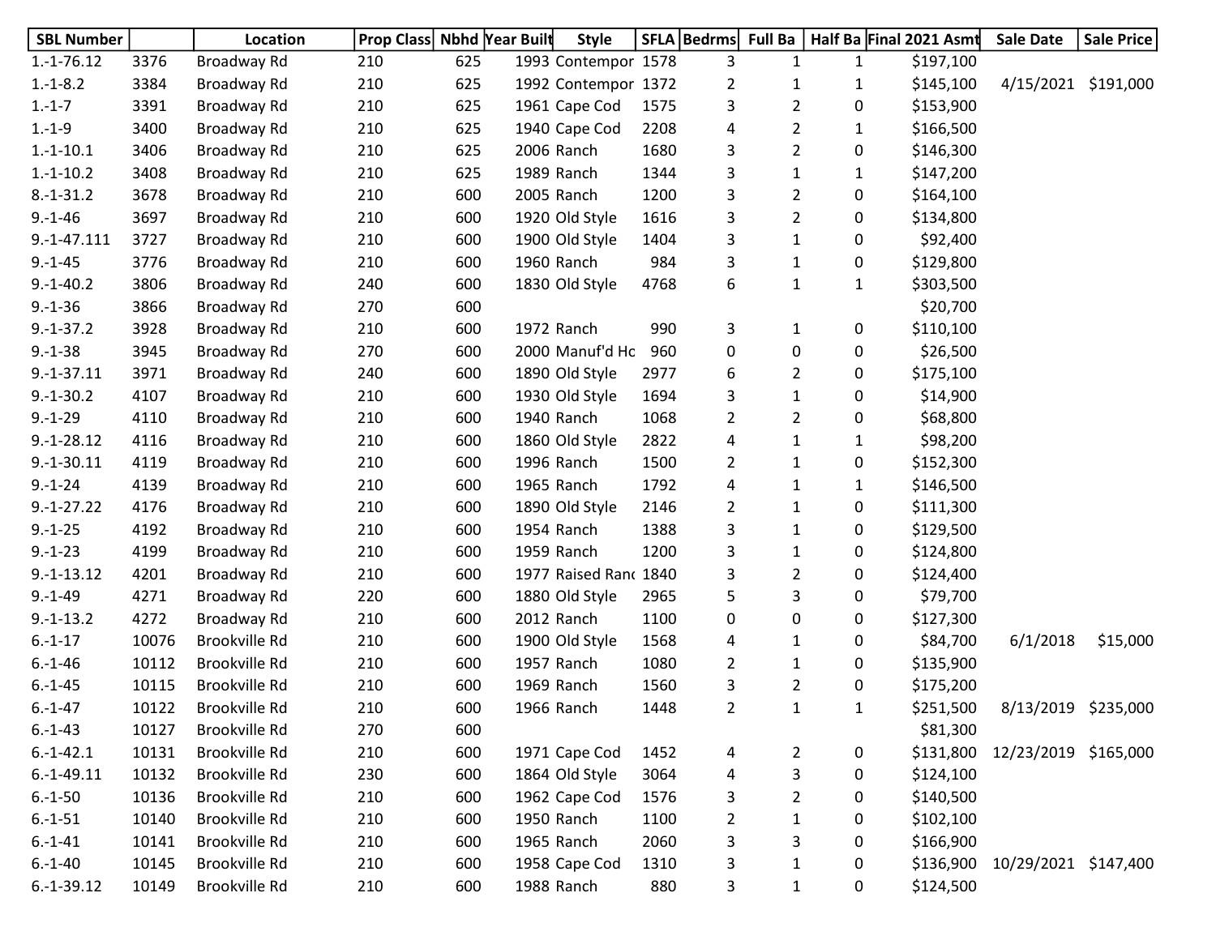| SBL Number | | Location | Prop Class | Nbhd | Year Built | Style | SFLA | Bedrms | Full Ba | Half Ba | Final 2021 Asmt | Sale Date | Sale Price |
|---|---|---|---|---|---|---|---|---|---|---|---|---|---|
| 1.-1-76.12 | 3376 | Broadway Rd | 210 | 625 | 1993 | Contempor | 1578 | 3 | 1 | 1 | $197,100 | | |
| 1.-1-8.2 | 3384 | Broadway Rd | 210 | 625 | 1992 | Contempor | 1372 | 2 | 1 | 1 | $145,100 | 4/15/2021 | $191,000 |
| 1.-1-7 | 3391 | Broadway Rd | 210 | 625 | 1961 | Cape Cod | 1575 | 3 | 2 | 0 | $153,900 | | |
| 1.-1-9 | 3400 | Broadway Rd | 210 | 625 | 1940 | Cape Cod | 2208 | 4 | 2 | 1 | $166,500 | | |
| 1.-1-10.1 | 3406 | Broadway Rd | 210 | 625 | 2006 | Ranch | 1680 | 3 | 2 | 0 | $146,300 | | |
| 1.-1-10.2 | 3408 | Broadway Rd | 210 | 625 | 1989 | Ranch | 1344 | 3 | 1 | 1 | $147,200 | | |
| 8.-1-31.2 | 3678 | Broadway Rd | 210 | 600 | 2005 | Ranch | 1200 | 3 | 2 | 0 | $164,100 | | |
| 9.-1-46 | 3697 | Broadway Rd | 210 | 600 | 1920 | Old Style | 1616 | 3 | 2 | 0 | $134,800 | | |
| 9.-1-47.111 | 3727 | Broadway Rd | 210 | 600 | 1900 | Old Style | 1404 | 3 | 1 | 0 | $92,400 | | |
| 9.-1-45 | 3776 | Broadway Rd | 210 | 600 | 1960 | Ranch | 984 | 3 | 1 | 0 | $129,800 | | |
| 9.-1-40.2 | 3806 | Broadway Rd | 240 | 600 | 1830 | Old Style | 4768 | 6 | 1 | 1 | $303,500 | | |
| 9.-1-36 | 3866 | Broadway Rd | 270 | 600 | | | | | | | $20,700 | | |
| 9.-1-37.2 | 3928 | Broadway Rd | 210 | 600 | 1972 | Ranch | 990 | 3 | 1 | 0 | $110,100 | | |
| 9.-1-38 | 3945 | Broadway Rd | 270 | 600 | 2000 | Manuf'd Hc | 960 | 0 | 0 | 0 | $26,500 | | |
| 9.-1-37.11 | 3971 | Broadway Rd | 240 | 600 | 1890 | Old Style | 2977 | 6 | 2 | 0 | $175,100 | | |
| 9.-1-30.2 | 4107 | Broadway Rd | 210 | 600 | 1930 | Old Style | 1694 | 3 | 1 | 0 | $14,900 | | |
| 9.-1-29 | 4110 | Broadway Rd | 210 | 600 | 1940 | Ranch | 1068 | 2 | 2 | 0 | $68,800 | | |
| 9.-1-28.12 | 4116 | Broadway Rd | 210 | 600 | 1860 | Old Style | 2822 | 4 | 1 | 1 | $98,200 | | |
| 9.-1-30.11 | 4119 | Broadway Rd | 210 | 600 | 1996 | Ranch | 1500 | 2 | 1 | 0 | $152,300 | | |
| 9.-1-24 | 4139 | Broadway Rd | 210 | 600 | 1965 | Ranch | 1792 | 4 | 1 | 1 | $146,500 | | |
| 9.-1-27.22 | 4176 | Broadway Rd | 210 | 600 | 1890 | Old Style | 2146 | 2 | 1 | 0 | $111,300 | | |
| 9.-1-25 | 4192 | Broadway Rd | 210 | 600 | 1954 | Ranch | 1388 | 3 | 1 | 0 | $129,500 | | |
| 9.-1-23 | 4199 | Broadway Rd | 210 | 600 | 1959 | Ranch | 1200 | 3 | 1 | 0 | $124,800 | | |
| 9.-1-13.12 | 4201 | Broadway Rd | 210 | 600 | 1977 | Raised Ranc | 1840 | 3 | 2 | 0 | $124,400 | | |
| 9.-1-49 | 4271 | Broadway Rd | 220 | 600 | 1880 | Old Style | 2965 | 5 | 3 | 0 | $79,700 | | |
| 9.-1-13.2 | 4272 | Broadway Rd | 210 | 600 | 2012 | Ranch | 1100 | 0 | 0 | 0 | $127,300 | | |
| 6.-1-17 | 10076 | Brookville Rd | 210 | 600 | 1900 | Old Style | 1568 | 4 | 1 | 0 | $84,700 | 6/1/2018 | $15,000 |
| 6.-1-46 | 10112 | Brookville Rd | 210 | 600 | 1957 | Ranch | 1080 | 2 | 1 | 0 | $135,900 | | |
| 6.-1-45 | 10115 | Brookville Rd | 210 | 600 | 1969 | Ranch | 1560 | 3 | 2 | 0 | $175,200 | | |
| 6.-1-47 | 10122 | Brookville Rd | 210 | 600 | 1966 | Ranch | 1448 | 2 | 1 | 1 | $251,500 | 8/13/2019 | $235,000 |
| 6.-1-43 | 10127 | Brookville Rd | 270 | 600 | | | | | | | $81,300 | | |
| 6.-1-42.1 | 10131 | Brookville Rd | 210 | 600 | 1971 | Cape Cod | 1452 | 4 | 2 | 0 | $131,800 | 12/23/2019 | $165,000 |
| 6.-1-49.11 | 10132 | Brookville Rd | 230 | 600 | 1864 | Old Style | 3064 | 4 | 3 | 0 | $124,100 | | |
| 6.-1-50 | 10136 | Brookville Rd | 210 | 600 | 1962 | Cape Cod | 1576 | 3 | 2 | 0 | $140,500 | | |
| 6.-1-51 | 10140 | Brookville Rd | 210 | 600 | 1950 | Ranch | 1100 | 2 | 1 | 0 | $102,100 | | |
| 6.-1-41 | 10141 | Brookville Rd | 210 | 600 | 1965 | Ranch | 2060 | 3 | 3 | 0 | $166,900 | | |
| 6.-1-40 | 10145 | Brookville Rd | 210 | 600 | 1958 | Cape Cod | 1310 | 3 | 1 | 0 | $136,900 | 10/29/2021 | $147,400 |
| 6.-1-39.12 | 10149 | Brookville Rd | 210 | 600 | 1988 | Ranch | 880 | 3 | 1 | 0 | $124,500 | | |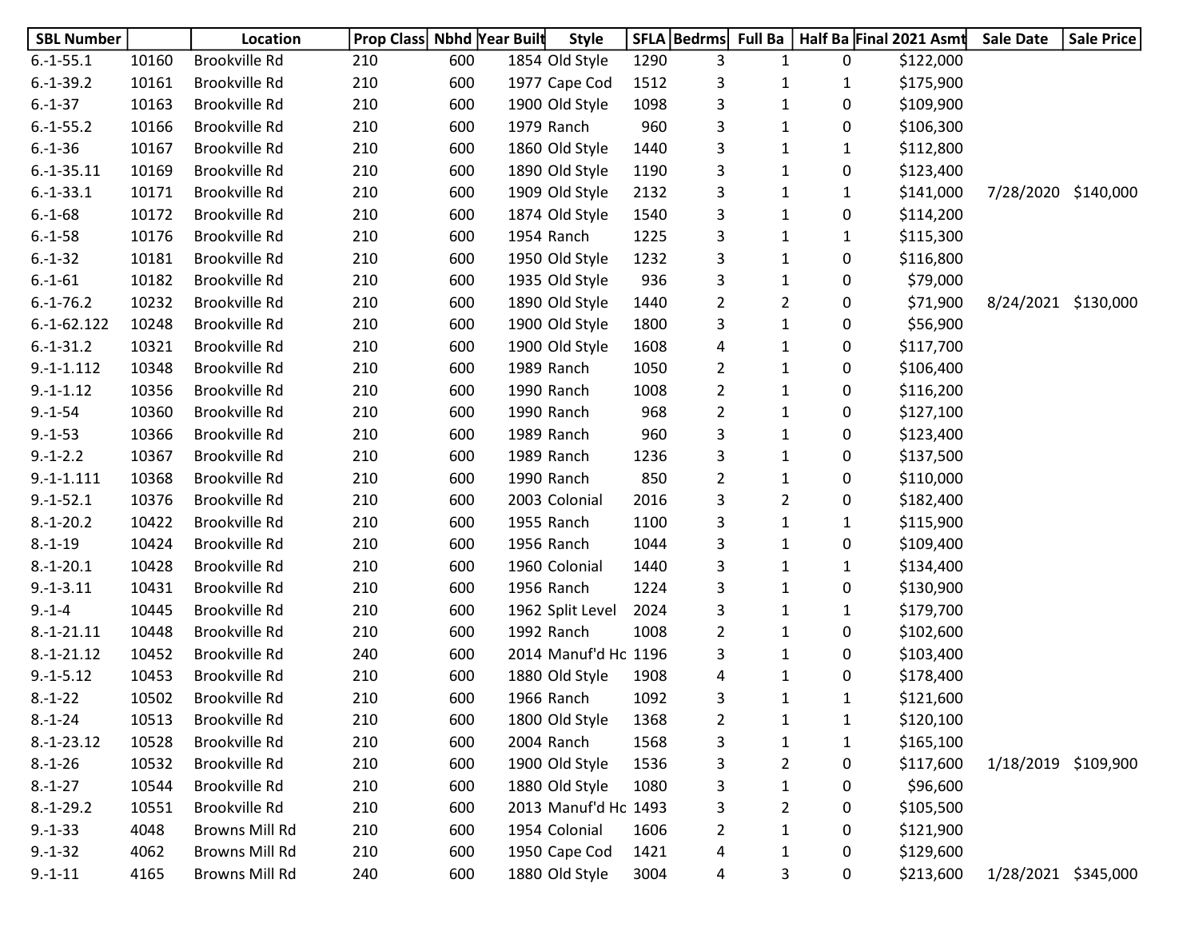| SBL Number | | Location | Prop Class | Nbhd | Year Built | Style | SFLA | Bedrms | Full Ba | Half Ba | Final 2021 Asmt | Sale Date | Sale Price |
|---|---|---|---|---|---|---|---|---|---|---|---|---|---|
| 6.-1-55.1 | 10160 | Brookville Rd | 210 | 600 | 1854 | Old Style | 1290 | 3 | 1 | 0 | $122,000 | | |
| 6.-1-39.2 | 10161 | Brookville Rd | 210 | 600 | 1977 | Cape Cod | 1512 | 3 | 1 | 1 | $175,900 | | |
| 6.-1-37 | 10163 | Brookville Rd | 210 | 600 | 1900 | Old Style | 1098 | 3 | 1 | 0 | $109,900 | | |
| 6.-1-55.2 | 10166 | Brookville Rd | 210 | 600 | 1979 | Ranch | 960 | 3 | 1 | 0 | $106,300 | | |
| 6.-1-36 | 10167 | Brookville Rd | 210 | 600 | 1860 | Old Style | 1440 | 3 | 1 | 1 | $112,800 | | |
| 6.-1-35.11 | 10169 | Brookville Rd | 210 | 600 | 1890 | Old Style | 1190 | 3 | 1 | 0 | $123,400 | | |
| 6.-1-33.1 | 10171 | Brookville Rd | 210 | 600 | 1909 | Old Style | 2132 | 3 | 1 | 1 | $141,000 | 7/28/2020 | $140,000 |
| 6.-1-68 | 10172 | Brookville Rd | 210 | 600 | 1874 | Old Style | 1540 | 3 | 1 | 0 | $114,200 | | |
| 6.-1-58 | 10176 | Brookville Rd | 210 | 600 | 1954 | Ranch | 1225 | 3 | 1 | 1 | $115,300 | | |
| 6.-1-32 | 10181 | Brookville Rd | 210 | 600 | 1950 | Old Style | 1232 | 3 | 1 | 0 | $116,800 | | |
| 6.-1-61 | 10182 | Brookville Rd | 210 | 600 | 1935 | Old Style | 936 | 3 | 1 | 0 | $79,000 | | |
| 6.-1-76.2 | 10232 | Brookville Rd | 210 | 600 | 1890 | Old Style | 1440 | 2 | 2 | 0 | $71,900 | 8/24/2021 | $130,000 |
| 6.-1-62.122 | 10248 | Brookville Rd | 210 | 600 | 1900 | Old Style | 1800 | 3 | 1 | 0 | $56,900 | | |
| 6.-1-31.2 | 10321 | Brookville Rd | 210 | 600 | 1900 | Old Style | 1608 | 4 | 1 | 0 | $117,700 | | |
| 9.-1-1.112 | 10348 | Brookville Rd | 210 | 600 | 1989 | Ranch | 1050 | 2 | 1 | 0 | $106,400 | | |
| 9.-1-1.12 | 10356 | Brookville Rd | 210 | 600 | 1990 | Ranch | 1008 | 2 | 1 | 0 | $116,200 | | |
| 9.-1-54 | 10360 | Brookville Rd | 210 | 600 | 1990 | Ranch | 968 | 2 | 1 | 0 | $127,100 | | |
| 9.-1-53 | 10366 | Brookville Rd | 210 | 600 | 1989 | Ranch | 960 | 3 | 1 | 0 | $123,400 | | |
| 9.-1-2.2 | 10367 | Brookville Rd | 210 | 600 | 1989 | Ranch | 1236 | 3 | 1 | 0 | $137,500 | | |
| 9.-1-1.111 | 10368 | Brookville Rd | 210 | 600 | 1990 | Ranch | 850 | 2 | 1 | 0 | $110,000 | | |
| 9.-1-52.1 | 10376 | Brookville Rd | 210 | 600 | 2003 | Colonial | 2016 | 3 | 2 | 0 | $182,400 | | |
| 8.-1-20.2 | 10422 | Brookville Rd | 210 | 600 | 1955 | Ranch | 1100 | 3 | 1 | 1 | $115,900 | | |
| 8.-1-19 | 10424 | Brookville Rd | 210 | 600 | 1956 | Ranch | 1044 | 3 | 1 | 0 | $109,400 | | |
| 8.-1-20.1 | 10428 | Brookville Rd | 210 | 600 | 1960 | Colonial | 1440 | 3 | 1 | 1 | $134,400 | | |
| 9.-1-3.11 | 10431 | Brookville Rd | 210 | 600 | 1956 | Ranch | 1224 | 3 | 1 | 0 | $130,900 | | |
| 9.-1-4 | 10445 | Brookville Rd | 210 | 600 | 1962 | Split Level | 2024 | 3 | 1 | 1 | $179,700 | | |
| 8.-1-21.11 | 10448 | Brookville Rd | 210 | 600 | 1992 | Ranch | 1008 | 2 | 1 | 0 | $102,600 | | |
| 8.-1-21.12 | 10452 | Brookville Rd | 240 | 600 | 2014 | Manuf'd Hc | 1196 | 3 | 1 | 0 | $103,400 | | |
| 9.-1-5.12 | 10453 | Brookville Rd | 210 | 600 | 1880 | Old Style | 1908 | 4 | 1 | 0 | $178,400 | | |
| 8.-1-22 | 10502 | Brookville Rd | 210 | 600 | 1966 | Ranch | 1092 | 3 | 1 | 1 | $121,600 | | |
| 8.-1-24 | 10513 | Brookville Rd | 210 | 600 | 1800 | Old Style | 1368 | 2 | 1 | 1 | $120,100 | | |
| 8.-1-23.12 | 10528 | Brookville Rd | 210 | 600 | 2004 | Ranch | 1568 | 3 | 1 | 1 | $165,100 | | |
| 8.-1-26 | 10532 | Brookville Rd | 210 | 600 | 1900 | Old Style | 1536 | 3 | 2 | 0 | $117,600 | 1/18/2019 | $109,900 |
| 8.-1-27 | 10544 | Brookville Rd | 210 | 600 | 1880 | Old Style | 1080 | 3 | 1 | 0 | $96,600 | | |
| 8.-1-29.2 | 10551 | Brookville Rd | 210 | 600 | 2013 | Manuf'd Hc | 1493 | 3 | 2 | 0 | $105,500 | | |
| 9.-1-33 | 4048 | Browns Mill Rd | 210 | 600 | 1954 | Colonial | 1606 | 2 | 1 | 0 | $121,900 | | |
| 9.-1-32 | 4062 | Browns Mill Rd | 210 | 600 | 1950 | Cape Cod | 1421 | 4 | 1 | 0 | $129,600 | | |
| 9.-1-11 | 4165 | Browns Mill Rd | 240 | 600 | 1880 | Old Style | 3004 | 4 | 3 | 0 | $213,600 | 1/28/2021 | $345,000 |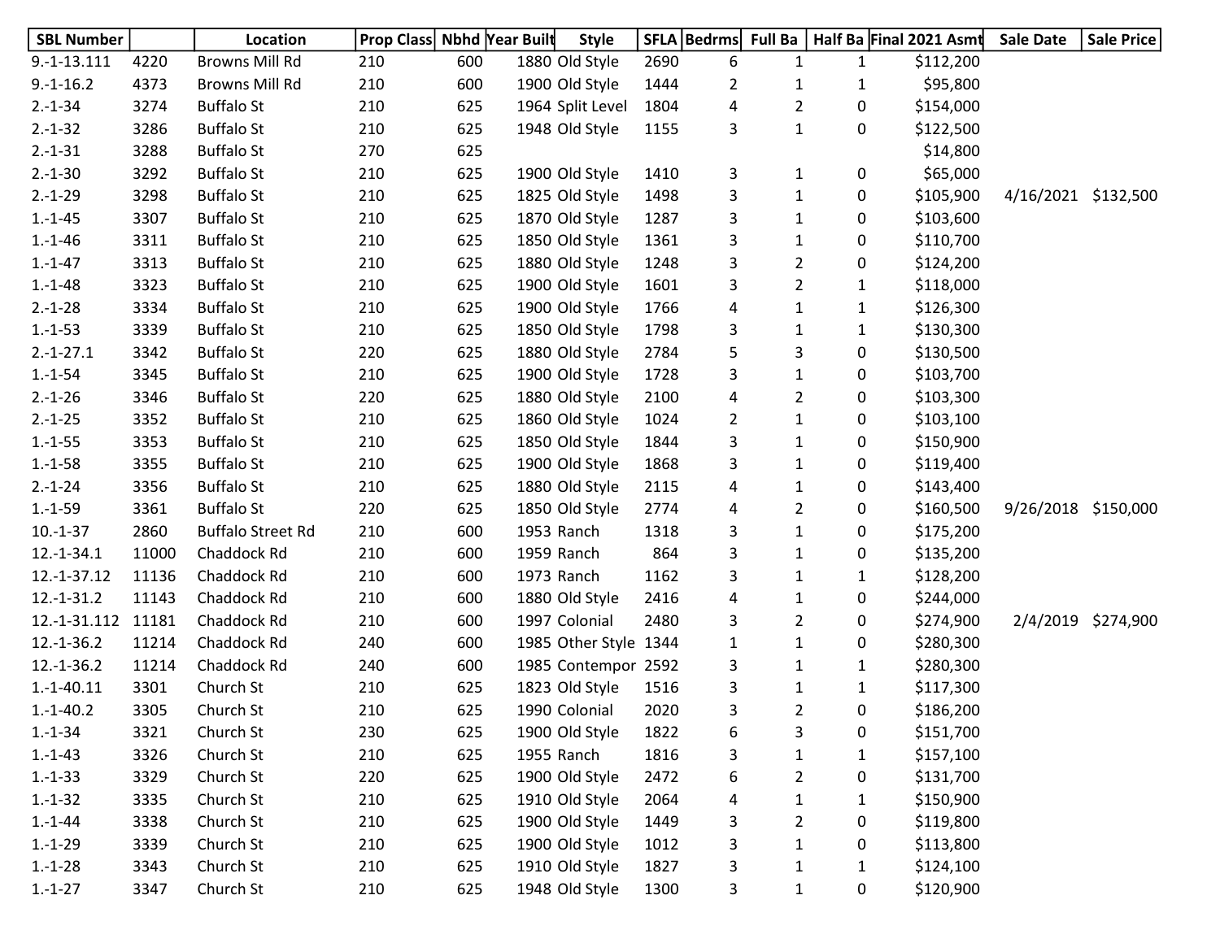| SBL Number | | Location | Prop Class | Nbhd | Year Built | Style | SFLA | Bedrms | Full Ba | Half Ba | Final 2021 Asmt | Sale Date | Sale Price |
|---|---|---|---|---|---|---|---|---|---|---|---|---|---|
| 9.-1-13.111 | 4220 | Browns Mill Rd | 210 | 600 | 1880 | Old Style | 2690 | 6 | 1 | 1 | $112,200 | | |
| 9.-1-16.2 | 4373 | Browns Mill Rd | 210 | 600 | 1900 | Old Style | 1444 | 2 | 1 | 1 | $95,800 | | |
| 2.-1-34 | 3274 | Buffalo St | 210 | 625 | 1964 | Split Level | 1804 | 4 | 2 | 0 | $154,000 | | |
| 2.-1-32 | 3286 | Buffalo St | 210 | 625 | 1948 | Old Style | 1155 | 3 | 1 | 0 | $122,500 | | |
| 2.-1-31 | 3288 | Buffalo St | 270 | 625 | | | | | | | $14,800 | | |
| 2.-1-30 | 3292 | Buffalo St | 210 | 625 | 1900 | Old Style | 1410 | 3 | 1 | 0 | $65,000 | | |
| 2.-1-29 | 3298 | Buffalo St | 210 | 625 | 1825 | Old Style | 1498 | 3 | 1 | 0 | $105,900 | 4/16/2021 | $132,500 |
| 1.-1-45 | 3307 | Buffalo St | 210 | 625 | 1870 | Old Style | 1287 | 3 | 1 | 0 | $103,600 | | |
| 1.-1-46 | 3311 | Buffalo St | 210 | 625 | 1850 | Old Style | 1361 | 3 | 1 | 0 | $110,700 | | |
| 1.-1-47 | 3313 | Buffalo St | 210 | 625 | 1880 | Old Style | 1248 | 3 | 2 | 0 | $124,200 | | |
| 1.-1-48 | 3323 | Buffalo St | 210 | 625 | 1900 | Old Style | 1601 | 3 | 2 | 1 | $118,000 | | |
| 2.-1-28 | 3334 | Buffalo St | 210 | 625 | 1900 | Old Style | 1766 | 4 | 1 | 1 | $126,300 | | |
| 1.-1-53 | 3339 | Buffalo St | 210 | 625 | 1850 | Old Style | 1798 | 3 | 1 | 1 | $130,300 | | |
| 2.-1-27.1 | 3342 | Buffalo St | 220 | 625 | 1880 | Old Style | 2784 | 5 | 3 | 0 | $130,500 | | |
| 1.-1-54 | 3345 | Buffalo St | 210 | 625 | 1900 | Old Style | 1728 | 3 | 1 | 0 | $103,700 | | |
| 2.-1-26 | 3346 | Buffalo St | 220 | 625 | 1880 | Old Style | 2100 | 4 | 2 | 0 | $103,300 | | |
| 2.-1-25 | 3352 | Buffalo St | 210 | 625 | 1860 | Old Style | 1024 | 2 | 1 | 0 | $103,100 | | |
| 1.-1-55 | 3353 | Buffalo St | 210 | 625 | 1850 | Old Style | 1844 | 3 | 1 | 0 | $150,900 | | |
| 1.-1-58 | 3355 | Buffalo St | 210 | 625 | 1900 | Old Style | 1868 | 3 | 1 | 0 | $119,400 | | |
| 2.-1-24 | 3356 | Buffalo St | 210 | 625 | 1880 | Old Style | 2115 | 4 | 1 | 0 | $143,400 | | |
| 1.-1-59 | 3361 | Buffalo St | 220 | 625 | 1850 | Old Style | 2774 | 4 | 2 | 0 | $160,500 | 9/26/2018 | $150,000 |
| 10.-1-37 | 2860 | Buffalo Street Rd | 210 | 600 | 1953 | Ranch | 1318 | 3 | 1 | 0 | $175,200 | | |
| 12.-1-34.1 | 11000 | Chaddock Rd | 210 | 600 | 1959 | Ranch | 864 | 3 | 1 | 0 | $135,200 | | |
| 12.-1-37.12 | 11136 | Chaddock Rd | 210 | 600 | 1973 | Ranch | 1162 | 3 | 1 | 1 | $128,200 | | |
| 12.-1-31.2 | 11143 | Chaddock Rd | 210 | 600 | 1880 | Old Style | 2416 | 4 | 1 | 0 | $244,000 | | |
| 12.-1-31.112 | 11181 | Chaddock Rd | 210 | 600 | 1997 | Colonial | 2480 | 3 | 2 | 0 | $274,900 | 2/4/2019 | $274,900 |
| 12.-1-36.2 | 11214 | Chaddock Rd | 240 | 600 | 1985 | Other Style | 1344 | 1 | 1 | 0 | $280,300 | | |
| 12.-1-36.2 | 11214 | Chaddock Rd | 240 | 600 | 1985 | Contempor | 2592 | 3 | 1 | 1 | $280,300 | | |
| 1.-1-40.11 | 3301 | Church St | 210 | 625 | 1823 | Old Style | 1516 | 3 | 1 | 1 | $117,300 | | |
| 1.-1-40.2 | 3305 | Church St | 210 | 625 | 1990 | Colonial | 2020 | 3 | 2 | 0 | $186,200 | | |
| 1.-1-34 | 3321 | Church St | 230 | 625 | 1900 | Old Style | 1822 | 6 | 3 | 0 | $151,700 | | |
| 1.-1-43 | 3326 | Church St | 210 | 625 | 1955 | Ranch | 1816 | 3 | 1 | 1 | $157,100 | | |
| 1.-1-33 | 3329 | Church St | 220 | 625 | 1900 | Old Style | 2472 | 6 | 2 | 0 | $131,700 | | |
| 1.-1-32 | 3335 | Church St | 210 | 625 | 1910 | Old Style | 2064 | 4 | 1 | 1 | $150,900 | | |
| 1.-1-44 | 3338 | Church St | 210 | 625 | 1900 | Old Style | 1449 | 3 | 2 | 0 | $119,800 | | |
| 1.-1-29 | 3339 | Church St | 210 | 625 | 1900 | Old Style | 1012 | 3 | 1 | 0 | $113,800 | | |
| 1.-1-28 | 3343 | Church St | 210 | 625 | 1910 | Old Style | 1827 | 3 | 1 | 1 | $124,100 | | |
| 1.-1-27 | 3347 | Church St | 210 | 625 | 1948 | Old Style | 1300 | 3 | 1 | 0 | $120,900 | | |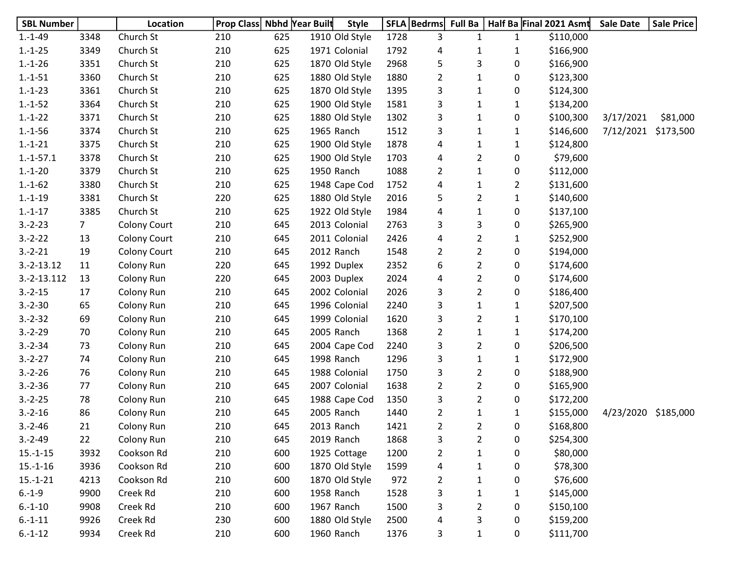| SBL Number | | Location | Prop Class | Nbhd | Year Built | Style | SFLA | Bedrms | Full Ba | Half Ba | Final 2021 Asmt | Sale Date | Sale Price |
|---|---|---|---|---|---|---|---|---|---|---|---|---|---|
| 1.-1-49 | 3348 | Church St | 210 | 625 | 1910 | Old Style | 1728 | 3 | 1 | 1 | $110,000 | | |
| 1.-1-25 | 3349 | Church St | 210 | 625 | 1971 | Colonial | 1792 | 4 | 1 | 1 | $166,900 | | |
| 1.-1-26 | 3351 | Church St | 210 | 625 | 1870 | Old Style | 2968 | 5 | 3 | 0 | $166,900 | | |
| 1.-1-51 | 3360 | Church St | 210 | 625 | 1880 | Old Style | 1880 | 2 | 1 | 0 | $123,300 | | |
| 1.-1-23 | 3361 | Church St | 210 | 625 | 1870 | Old Style | 1395 | 3 | 1 | 0 | $124,300 | | |
| 1.-1-52 | 3364 | Church St | 210 | 625 | 1900 | Old Style | 1581 | 3 | 1 | 1 | $134,200 | | |
| 1.-1-22 | 3371 | Church St | 210 | 625 | 1880 | Old Style | 1302 | 3 | 1 | 0 | $100,300 | 3/17/2021 | $81,000 |
| 1.-1-56 | 3374 | Church St | 210 | 625 | 1965 | Ranch | 1512 | 3 | 1 | 1 | $146,600 | 7/12/2021 | $173,500 |
| 1.-1-21 | 3375 | Church St | 210 | 625 | 1900 | Old Style | 1878 | 4 | 1 | 1 | $124,800 | | |
| 1.-1-57.1 | 3378 | Church St | 210 | 625 | 1900 | Old Style | 1703 | 4 | 2 | 0 | $79,600 | | |
| 1.-1-20 | 3379 | Church St | 210 | 625 | 1950 | Ranch | 1088 | 2 | 1 | 0 | $112,000 | | |
| 1.-1-62 | 3380 | Church St | 210 | 625 | 1948 | Cape Cod | 1752 | 4 | 1 | 2 | $131,600 | | |
| 1.-1-19 | 3381 | Church St | 220 | 625 | 1880 | Old Style | 2016 | 5 | 2 | 1 | $140,600 | | |
| 1.-1-17 | 3385 | Church St | 210 | 625 | 1922 | Old Style | 1984 | 4 | 1 | 0 | $137,100 | | |
| 3.-2-23 | 7 | Colony Court | 210 | 645 | 2013 | Colonial | 2763 | 3 | 3 | 0 | $265,900 | | |
| 3.-2-22 | 13 | Colony Court | 210 | 645 | 2011 | Colonial | 2426 | 4 | 2 | 1 | $252,900 | | |
| 3.-2-21 | 19 | Colony Court | 210 | 645 | 2012 | Ranch | 1548 | 2 | 2 | 0 | $194,000 | | |
| 3.-2-13.12 | 11 | Colony Run | 220 | 645 | 1992 | Duplex | 2352 | 6 | 2 | 0 | $174,600 | | |
| 3.-2-13.112 | 13 | Colony Run | 220 | 645 | 2003 | Duplex | 2024 | 4 | 2 | 0 | $174,600 | | |
| 3.-2-15 | 17 | Colony Run | 210 | 645 | 2002 | Colonial | 2026 | 3 | 2 | 0 | $186,400 | | |
| 3.-2-30 | 65 | Colony Run | 210 | 645 | 1996 | Colonial | 2240 | 3 | 1 | 1 | $207,500 | | |
| 3.-2-32 | 69 | Colony Run | 210 | 645 | 1999 | Colonial | 1620 | 3 | 2 | 1 | $170,100 | | |
| 3.-2-29 | 70 | Colony Run | 210 | 645 | 2005 | Ranch | 1368 | 2 | 1 | 1 | $174,200 | | |
| 3.-2-34 | 73 | Colony Run | 210 | 645 | 2004 | Cape Cod | 2240 | 3 | 2 | 0 | $206,500 | | |
| 3.-2-27 | 74 | Colony Run | 210 | 645 | 1998 | Ranch | 1296 | 3 | 1 | 1 | $172,900 | | |
| 3.-2-26 | 76 | Colony Run | 210 | 645 | 1988 | Colonial | 1750 | 3 | 2 | 0 | $188,900 | | |
| 3.-2-36 | 77 | Colony Run | 210 | 645 | 2007 | Colonial | 1638 | 2 | 2 | 0 | $165,900 | | |
| 3.-2-25 | 78 | Colony Run | 210 | 645 | 1988 | Cape Cod | 1350 | 3 | 2 | 0 | $172,200 | | |
| 3.-2-16 | 86 | Colony Run | 210 | 645 | 2005 | Ranch | 1440 | 2 | 1 | 1 | $155,000 | 4/23/2020 | $185,000 |
| 3.-2-46 | 21 | Colony Run | 210 | 645 | 2013 | Ranch | 1421 | 2 | 2 | 0 | $168,800 | | |
| 3.-2-49 | 22 | Colony Run | 210 | 645 | 2019 | Ranch | 1868 | 3 | 2 | 0 | $254,300 | | |
| 15.-1-15 | 3932 | Cookson Rd | 210 | 600 | 1925 | Cottage | 1200 | 2 | 1 | 0 | $80,000 | | |
| 15.-1-16 | 3936 | Cookson Rd | 210 | 600 | 1870 | Old Style | 1599 | 4 | 1 | 0 | $78,300 | | |
| 15.-1-21 | 4213 | Cookson Rd | 210 | 600 | 1870 | Old Style | 972 | 2 | 1 | 0 | $76,600 | | |
| 6.-1-9 | 9900 | Creek Rd | 210 | 600 | 1958 | Ranch | 1528 | 3 | 1 | 1 | $145,000 | | |
| 6.-1-10 | 9908 | Creek Rd | 210 | 600 | 1967 | Ranch | 1500 | 3 | 2 | 0 | $150,100 | | |
| 6.-1-11 | 9926 | Creek Rd | 230 | 600 | 1880 | Old Style | 2500 | 4 | 3 | 0 | $159,200 | | |
| 6.-1-12 | 9934 | Creek Rd | 210 | 600 | 1960 | Ranch | 1376 | 3 | 1 | 0 | $111,700 | | |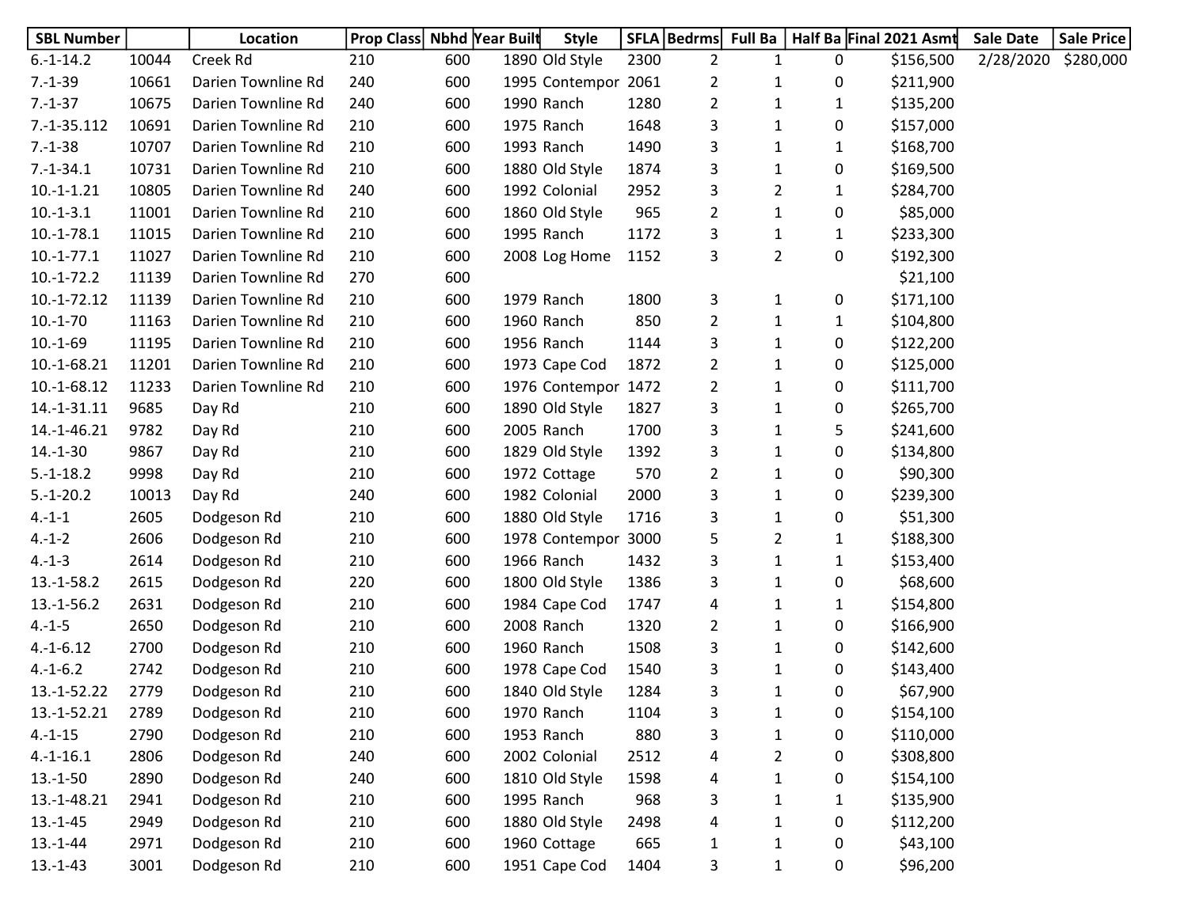| SBL Number | | Location | Prop Class | Nbhd | Year Built | Style | SFLA | Bedrms | Full Ba | Half Ba | Final 2021 Asmt | Sale Date | Sale Price |
|---|---|---|---|---|---|---|---|---|---|---|---|---|---|
| 6.-1-14.2 | 10044 | Creek Rd | 210 | 600 | 1890 | Old Style | 2300 | 2 | 1 | 0 | $156,500 | 2/28/2020 | $280,000 |
| 7.-1-39 | 10661 | Darien Townline Rd | 240 | 600 | 1995 | Contempor | 2061 | 2 | 1 | 0 | $211,900 | | |
| 7.-1-37 | 10675 | Darien Townline Rd | 240 | 600 | 1990 | Ranch | 1280 | 2 | 1 | 1 | $135,200 | | |
| 7.-1-35.112 | 10691 | Darien Townline Rd | 210 | 600 | 1975 | Ranch | 1648 | 3 | 1 | 0 | $157,000 | | |
| 7.-1-38 | 10707 | Darien Townline Rd | 210 | 600 | 1993 | Ranch | 1490 | 3 | 1 | 1 | $168,700 | | |
| 7.-1-34.1 | 10731 | Darien Townline Rd | 210 | 600 | 1880 | Old Style | 1874 | 3 | 1 | 0 | $169,500 | | |
| 10.-1-1.21 | 10805 | Darien Townline Rd | 240 | 600 | 1992 | Colonial | 2952 | 3 | 2 | 1 | $284,700 | | |
| 10.-1-3.1 | 11001 | Darien Townline Rd | 210 | 600 | 1860 | Old Style | 965 | 2 | 1 | 0 | $85,000 | | |
| 10.-1-78.1 | 11015 | Darien Townline Rd | 210 | 600 | 1995 | Ranch | 1172 | 3 | 1 | 1 | $233,300 | | |
| 10.-1-77.1 | 11027 | Darien Townline Rd | 210 | 600 | 2008 | Log Home | 1152 | 3 | 2 | 0 | $192,300 | | |
| 10.-1-72.2 | 11139 | Darien Townline Rd | 270 | 600 | | | | | | | $21,100 | | |
| 10.-1-72.12 | 11139 | Darien Townline Rd | 210 | 600 | 1979 | Ranch | 1800 | 3 | 1 | 0 | $171,100 | | |
| 10.-1-70 | 11163 | Darien Townline Rd | 210 | 600 | 1960 | Ranch | 850 | 2 | 1 | 1 | $104,800 | | |
| 10.-1-69 | 11195 | Darien Townline Rd | 210 | 600 | 1956 | Ranch | 1144 | 3 | 1 | 0 | $122,200 | | |
| 10.-1-68.21 | 11201 | Darien Townline Rd | 210 | 600 | 1973 | Cape Cod | 1872 | 2 | 1 | 0 | $125,000 | | |
| 10.-1-68.12 | 11233 | Darien Townline Rd | 210 | 600 | 1976 | Contempor | 1472 | 2 | 1 | 0 | $111,700 | | |
| 14.-1-31.11 | 9685 | Day Rd | 210 | 600 | 1890 | Old Style | 1827 | 3 | 1 | 0 | $265,700 | | |
| 14.-1-46.21 | 9782 | Day Rd | 210 | 600 | 2005 | Ranch | 1700 | 3 | 1 | 5 | $241,600 | | |
| 14.-1-30 | 9867 | Day Rd | 210 | 600 | 1829 | Old Style | 1392 | 3 | 1 | 0 | $134,800 | | |
| 5.-1-18.2 | 9998 | Day Rd | 210 | 600 | 1972 | Cottage | 570 | 2 | 1 | 0 | $90,300 | | |
| 5.-1-20.2 | 10013 | Day Rd | 240 | 600 | 1982 | Colonial | 2000 | 3 | 1 | 0 | $239,300 | | |
| 4.-1-1 | 2605 | Dodgeson Rd | 210 | 600 | 1880 | Old Style | 1716 | 3 | 1 | 0 | $51,300 | | |
| 4.-1-2 | 2606 | Dodgeson Rd | 210 | 600 | 1978 | Contempor | 3000 | 5 | 2 | 1 | $188,300 | | |
| 4.-1-3 | 2614 | Dodgeson Rd | 210 | 600 | 1966 | Ranch | 1432 | 3 | 1 | 1 | $153,400 | | |
| 13.-1-58.2 | 2615 | Dodgeson Rd | 220 | 600 | 1800 | Old Style | 1386 | 3 | 1 | 0 | $68,600 | | |
| 13.-1-56.2 | 2631 | Dodgeson Rd | 210 | 600 | 1984 | Cape Cod | 1747 | 4 | 1 | 1 | $154,800 | | |
| 4.-1-5 | 2650 | Dodgeson Rd | 210 | 600 | 2008 | Ranch | 1320 | 2 | 1 | 0 | $166,900 | | |
| 4.-1-6.12 | 2700 | Dodgeson Rd | 210 | 600 | 1960 | Ranch | 1508 | 3 | 1 | 0 | $142,600 | | |
| 4.-1-6.2 | 2742 | Dodgeson Rd | 210 | 600 | 1978 | Cape Cod | 1540 | 3 | 1 | 0 | $143,400 | | |
| 13.-1-52.22 | 2779 | Dodgeson Rd | 210 | 600 | 1840 | Old Style | 1284 | 3 | 1 | 0 | $67,900 | | |
| 13.-1-52.21 | 2789 | Dodgeson Rd | 210 | 600 | 1970 | Ranch | 1104 | 3 | 1 | 0 | $154,100 | | |
| 4.-1-15 | 2790 | Dodgeson Rd | 210 | 600 | 1953 | Ranch | 880 | 3 | 1 | 0 | $110,000 | | |
| 4.-1-16.1 | 2806 | Dodgeson Rd | 240 | 600 | 2002 | Colonial | 2512 | 4 | 2 | 0 | $308,800 | | |
| 13.-1-50 | 2890 | Dodgeson Rd | 240 | 600 | 1810 | Old Style | 1598 | 4 | 1 | 0 | $154,100 | | |
| 13.-1-48.21 | 2941 | Dodgeson Rd | 210 | 600 | 1995 | Ranch | 968 | 3 | 1 | 1 | $135,900 | | |
| 13.-1-45 | 2949 | Dodgeson Rd | 210 | 600 | 1880 | Old Style | 2498 | 4 | 1 | 0 | $112,200 | | |
| 13.-1-44 | 2971 | Dodgeson Rd | 210 | 600 | 1960 | Cottage | 665 | 1 | 1 | 0 | $43,100 | | |
| 13.-1-43 | 3001 | Dodgeson Rd | 210 | 600 | 1951 | Cape Cod | 1404 | 3 | 1 | 0 | $96,200 | | |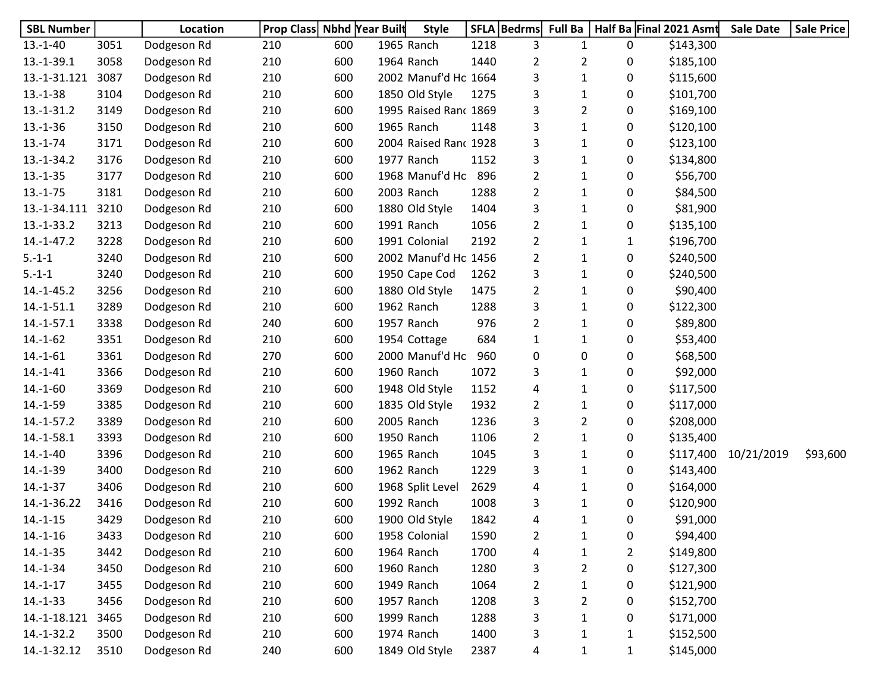| SBL Number | | Location | Prop Class | Nbhd | Year Built | Style | SFLA | Bedrms | Full Ba | Half Ba | Final 2021 Asmt | Sale Date | Sale Price |
|---|---|---|---|---|---|---|---|---|---|---|---|---|---|
| 13.-1-40 | 3051 | Dodgeson Rd | 210 | 600 | 1965 | Ranch | 1218 | 3 | 1 | 0 | $143,300 | | |
| 13.-1-39.1 | 3058 | Dodgeson Rd | 210 | 600 | 1964 | Ranch | 1440 | 2 | 2 | 0 | $185,100 | | |
| 13.-1-31.121 | 3087 | Dodgeson Rd | 210 | 600 | 2002 | Manuf'd Hc | 1664 | 3 | 1 | 0 | $115,600 | | |
| 13.-1-38 | 3104 | Dodgeson Rd | 210 | 600 | 1850 | Old Style | 1275 | 3 | 1 | 0 | $101,700 | | |
| 13.-1-31.2 | 3149 | Dodgeson Rd | 210 | 600 | 1995 | Raised Ranc | 1869 | 3 | 2 | 0 | $169,100 | | |
| 13.-1-36 | 3150 | Dodgeson Rd | 210 | 600 | 1965 | Ranch | 1148 | 3 | 1 | 0 | $120,100 | | |
| 13.-1-74 | 3171 | Dodgeson Rd | 210 | 600 | 2004 | Raised Ranc | 1928 | 3 | 1 | 0 | $123,100 | | |
| 13.-1-34.2 | 3176 | Dodgeson Rd | 210 | 600 | 1977 | Ranch | 1152 | 3 | 1 | 0 | $134,800 | | |
| 13.-1-35 | 3177 | Dodgeson Rd | 210 | 600 | 1968 | Manuf'd Hc | 896 | 2 | 1 | 0 | $56,700 | | |
| 13.-1-75 | 3181 | Dodgeson Rd | 210 | 600 | 2003 | Ranch | 1288 | 2 | 1 | 0 | $84,500 | | |
| 13.-1-34.111 | 3210 | Dodgeson Rd | 210 | 600 | 1880 | Old Style | 1404 | 3 | 1 | 0 | $81,900 | | |
| 13.-1-33.2 | 3213 | Dodgeson Rd | 210 | 600 | 1991 | Ranch | 1056 | 2 | 1 | 0 | $135,100 | | |
| 14.-1-47.2 | 3228 | Dodgeson Rd | 210 | 600 | 1991 | Colonial | 2192 | 2 | 1 | 1 | $196,700 | | |
| 5.-1-1 | 3240 | Dodgeson Rd | 210 | 600 | 2002 | Manuf'd Hc | 1456 | 2 | 1 | 0 | $240,500 | | |
| 5.-1-1 | 3240 | Dodgeson Rd | 210 | 600 | 1950 | Cape Cod | 1262 | 3 | 1 | 0 | $240,500 | | |
| 14.-1-45.2 | 3256 | Dodgeson Rd | 210 | 600 | 1880 | Old Style | 1475 | 2 | 1 | 0 | $90,400 | | |
| 14.-1-51.1 | 3289 | Dodgeson Rd | 210 | 600 | 1962 | Ranch | 1288 | 3 | 1 | 0 | $122,300 | | |
| 14.-1-57.1 | 3338 | Dodgeson Rd | 240 | 600 | 1957 | Ranch | 976 | 2 | 1 | 0 | $89,800 | | |
| 14.-1-62 | 3351 | Dodgeson Rd | 210 | 600 | 1954 | Cottage | 684 | 1 | 1 | 0 | $53,400 | | |
| 14.-1-61 | 3361 | Dodgeson Rd | 270 | 600 | 2000 | Manuf'd Hc | 960 | 0 | 0 | 0 | $68,500 | | |
| 14.-1-41 | 3366 | Dodgeson Rd | 210 | 600 | 1960 | Ranch | 1072 | 3 | 1 | 0 | $92,000 | | |
| 14.-1-60 | 3369 | Dodgeson Rd | 210 | 600 | 1948 | Old Style | 1152 | 4 | 1 | 0 | $117,500 | | |
| 14.-1-59 | 3385 | Dodgeson Rd | 210 | 600 | 1835 | Old Style | 1932 | 2 | 1 | 0 | $117,000 | | |
| 14.-1-57.2 | 3389 | Dodgeson Rd | 210 | 600 | 2005 | Ranch | 1236 | 3 | 2 | 0 | $208,000 | | |
| 14.-1-58.1 | 3393 | Dodgeson Rd | 210 | 600 | 1950 | Ranch | 1106 | 2 | 1 | 0 | $135,400 | | |
| 14.-1-40 | 3396 | Dodgeson Rd | 210 | 600 | 1965 | Ranch | 1045 | 3 | 1 | 0 | $117,400 | 10/21/2019 | $93,600 |
| 14.-1-39 | 3400 | Dodgeson Rd | 210 | 600 | 1962 | Ranch | 1229 | 3 | 1 | 0 | $143,400 | | |
| 14.-1-37 | 3406 | Dodgeson Rd | 210 | 600 | 1968 | Split Level | 2629 | 4 | 1 | 0 | $164,000 | | |
| 14.-1-36.22 | 3416 | Dodgeson Rd | 210 | 600 | 1992 | Ranch | 1008 | 3 | 1 | 0 | $120,900 | | |
| 14.-1-15 | 3429 | Dodgeson Rd | 210 | 600 | 1900 | Old Style | 1842 | 4 | 1 | 0 | $91,000 | | |
| 14.-1-16 | 3433 | Dodgeson Rd | 210 | 600 | 1958 | Colonial | 1590 | 2 | 1 | 0 | $94,400 | | |
| 14.-1-35 | 3442 | Dodgeson Rd | 210 | 600 | 1964 | Ranch | 1700 | 4 | 1 | 2 | $149,800 | | |
| 14.-1-34 | 3450 | Dodgeson Rd | 210 | 600 | 1960 | Ranch | 1280 | 3 | 2 | 0 | $127,300 | | |
| 14.-1-17 | 3455 | Dodgeson Rd | 210 | 600 | 1949 | Ranch | 1064 | 2 | 1 | 0 | $121,900 | | |
| 14.-1-33 | 3456 | Dodgeson Rd | 210 | 600 | 1957 | Ranch | 1208 | 3 | 2 | 0 | $152,700 | | |
| 14.-1-18.121 | 3465 | Dodgeson Rd | 210 | 600 | 1999 | Ranch | 1288 | 3 | 1 | 0 | $171,000 | | |
| 14.-1-32.2 | 3500 | Dodgeson Rd | 210 | 600 | 1974 | Ranch | 1400 | 3 | 1 | 1 | $152,500 | | |
| 14.-1-32.12 | 3510 | Dodgeson Rd | 240 | 600 | 1849 | Old Style | 2387 | 4 | 1 | 1 | $145,000 | | |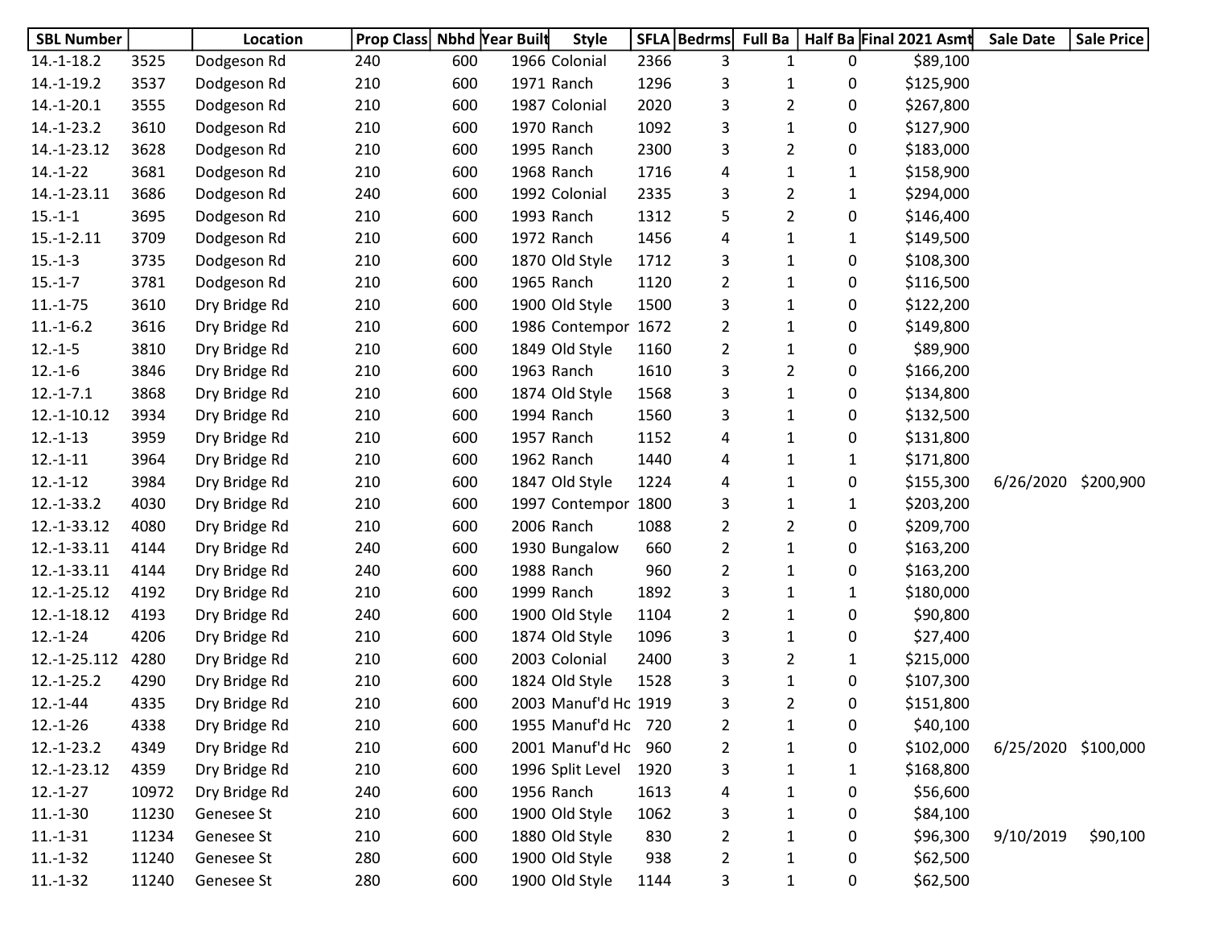| SBL Number | | Location | Prop Class | Nbhd | Year Built | Style | SFLA | Bedrms | Full Ba | Half Ba | Final 2021 Asmt | Sale Date | Sale Price |
|---|---|---|---|---|---|---|---|---|---|---|---|---|---|
| 14.-1-18.2 | 3525 | Dodgeson Rd | 240 | 600 | 1966 | Colonial | 2366 | 3 | 1 | 0 | $89,100 | | |
| 14.-1-19.2 | 3537 | Dodgeson Rd | 210 | 600 | 1971 | Ranch | 1296 | 3 | 1 | 0 | $125,900 | | |
| 14.-1-20.1 | 3555 | Dodgeson Rd | 210 | 600 | 1987 | Colonial | 2020 | 3 | 2 | 0 | $267,800 | | |
| 14.-1-23.2 | 3610 | Dodgeson Rd | 210 | 600 | 1970 | Ranch | 1092 | 3 | 1 | 0 | $127,900 | | |
| 14.-1-23.12 | 3628 | Dodgeson Rd | 210 | 600 | 1995 | Ranch | 2300 | 3 | 2 | 0 | $183,000 | | |
| 14.-1-22 | 3681 | Dodgeson Rd | 210 | 600 | 1968 | Ranch | 1716 | 4 | 1 | 1 | $158,900 | | |
| 14.-1-23.11 | 3686 | Dodgeson Rd | 240 | 600 | 1992 | Colonial | 2335 | 3 | 2 | 1 | $294,000 | | |
| 15.-1-1 | 3695 | Dodgeson Rd | 210 | 600 | 1993 | Ranch | 1312 | 5 | 2 | 0 | $146,400 | | |
| 15.-1-2.11 | 3709 | Dodgeson Rd | 210 | 600 | 1972 | Ranch | 1456 | 4 | 1 | 1 | $149,500 | | |
| 15.-1-3 | 3735 | Dodgeson Rd | 210 | 600 | 1870 | Old Style | 1712 | 3 | 1 | 0 | $108,300 | | |
| 15.-1-7 | 3781 | Dodgeson Rd | 210 | 600 | 1965 | Ranch | 1120 | 2 | 1 | 0 | $116,500 | | |
| 11.-1-75 | 3610 | Dry Bridge Rd | 210 | 600 | 1900 | Old Style | 1500 | 3 | 1 | 0 | $122,200 | | |
| 11.-1-6.2 | 3616 | Dry Bridge Rd | 210 | 600 | 1986 | Contempor | 1672 | 2 | 1 | 0 | $149,800 | | |
| 12.-1-5 | 3810 | Dry Bridge Rd | 210 | 600 | 1849 | Old Style | 1160 | 2 | 1 | 0 | $89,900 | | |
| 12.-1-6 | 3846 | Dry Bridge Rd | 210 | 600 | 1963 | Ranch | 1610 | 3 | 2 | 0 | $166,200 | | |
| 12.-1-7.1 | 3868 | Dry Bridge Rd | 210 | 600 | 1874 | Old Style | 1568 | 3 | 1 | 0 | $134,800 | | |
| 12.-1-10.12 | 3934 | Dry Bridge Rd | 210 | 600 | 1994 | Ranch | 1560 | 3 | 1 | 0 | $132,500 | | |
| 12.-1-13 | 3959 | Dry Bridge Rd | 210 | 600 | 1957 | Ranch | 1152 | 4 | 1 | 0 | $131,800 | | |
| 12.-1-11 | 3964 | Dry Bridge Rd | 210 | 600 | 1962 | Ranch | 1440 | 4 | 1 | 1 | $171,800 | | |
| 12.-1-12 | 3984 | Dry Bridge Rd | 210 | 600 | 1847 | Old Style | 1224 | 4 | 1 | 0 | $155,300 | 6/26/2020 | $200,900 |
| 12.-1-33.2 | 4030 | Dry Bridge Rd | 210 | 600 | 1997 | Contempor | 1800 | 3 | 1 | 1 | $203,200 | | |
| 12.-1-33.12 | 4080 | Dry Bridge Rd | 210 | 600 | 2006 | Ranch | 1088 | 2 | 2 | 0 | $209,700 | | |
| 12.-1-33.11 | 4144 | Dry Bridge Rd | 240 | 600 | 1930 | Bungalow | 660 | 2 | 1 | 0 | $163,200 | | |
| 12.-1-33.11 | 4144 | Dry Bridge Rd | 240 | 600 | 1988 | Ranch | 960 | 2 | 1 | 0 | $163,200 | | |
| 12.-1-25.12 | 4192 | Dry Bridge Rd | 210 | 600 | 1999 | Ranch | 1892 | 3 | 1 | 1 | $180,000 | | |
| 12.-1-18.12 | 4193 | Dry Bridge Rd | 240 | 600 | 1900 | Old Style | 1104 | 2 | 1 | 0 | $90,800 | | |
| 12.-1-24 | 4206 | Dry Bridge Rd | 210 | 600 | 1874 | Old Style | 1096 | 3 | 1 | 0 | $27,400 | | |
| 12.-1-25.112 | 4280 | Dry Bridge Rd | 210 | 600 | 2003 | Colonial | 2400 | 3 | 2 | 1 | $215,000 | | |
| 12.-1-25.2 | 4290 | Dry Bridge Rd | 210 | 600 | 1824 | Old Style | 1528 | 3 | 1 | 0 | $107,300 | | |
| 12.-1-44 | 4335 | Dry Bridge Rd | 210 | 600 | 2003 | Manuf'd Ho | 1919 | 3 | 2 | 0 | $151,800 | | |
| 12.-1-26 | 4338 | Dry Bridge Rd | 210 | 600 | 1955 | Manuf'd Ho | 720 | 2 | 1 | 0 | $40,100 | | |
| 12.-1-23.2 | 4349 | Dry Bridge Rd | 210 | 600 | 2001 | Manuf'd Ho | 960 | 2 | 1 | 0 | $102,000 | 6/25/2020 | $100,000 |
| 12.-1-23.12 | 4359 | Dry Bridge Rd | 210 | 600 | 1996 | Split Level | 1920 | 3 | 1 | 1 | $168,800 | | |
| 12.-1-27 | 10972 | Dry Bridge Rd | 240 | 600 | 1956 | Ranch | 1613 | 4 | 1 | 0 | $56,600 | | |
| 11.-1-30 | 11230 | Genesee St | 210 | 600 | 1900 | Old Style | 1062 | 3 | 1 | 0 | $84,100 | | |
| 11.-1-31 | 11234 | Genesee St | 210 | 600 | 1880 | Old Style | 830 | 2 | 1 | 0 | $96,300 | 9/10/2019 | $90,100 |
| 11.-1-32 | 11240 | Genesee St | 280 | 600 | 1900 | Old Style | 938 | 2 | 1 | 0 | $62,500 | | |
| 11.-1-32 | 11240 | Genesee St | 280 | 600 | 1900 | Old Style | 1144 | 3 | 1 | 0 | $62,500 | | |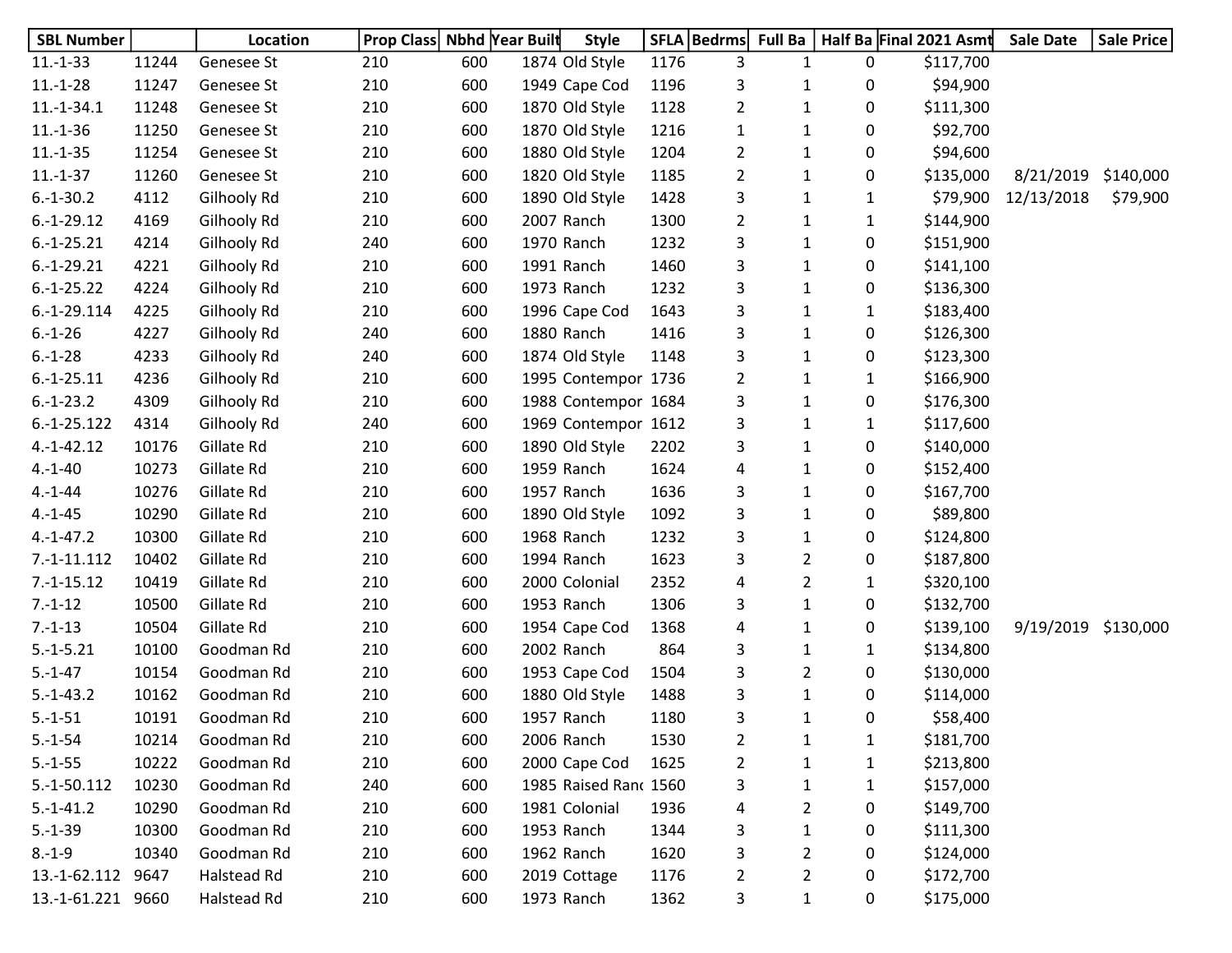| SBL Number | | Location | Prop Class | Nbhd | Year Built | Style | SFLA | Bedrms | Full Ba | Half Ba | Final 2021 Asmt | Sale Date | Sale Price |
|---|---|---|---|---|---|---|---|---|---|---|---|---|---|
| 11.-1-33 | 11244 | Genesee St | 210 | 600 | 1874 | Old Style | 1176 | 3 | 1 | 0 | $117,700 | | |
| 11.-1-28 | 11247 | Genesee St | 210 | 600 | 1949 | Cape Cod | 1196 | 3 | 1 | 0 | $94,900 | | |
| 11.-1-34.1 | 11248 | Genesee St | 210 | 600 | 1870 | Old Style | 1128 | 2 | 1 | 0 | $111,300 | | |
| 11.-1-36 | 11250 | Genesee St | 210 | 600 | 1870 | Old Style | 1216 | 1 | 1 | 0 | $92,700 | | |
| 11.-1-35 | 11254 | Genesee St | 210 | 600 | 1880 | Old Style | 1204 | 2 | 1 | 0 | $94,600 | | |
| 11.-1-37 | 11260 | Genesee St | 210 | 600 | 1820 | Old Style | 1185 | 2 | 1 | 0 | $135,000 | 8/21/2019 | $140,000 |
| 6.-1-30.2 | 4112 | Gilhooly Rd | 210 | 600 | 1890 | Old Style | 1428 | 3 | 1 | 1 | $79,900 | 12/13/2018 | $79,900 |
| 6.-1-29.12 | 4169 | Gilhooly Rd | 210 | 600 | 2007 | Ranch | 1300 | 2 | 1 | 1 | $144,900 | | |
| 6.-1-25.21 | 4214 | Gilhooly Rd | 240 | 600 | 1970 | Ranch | 1232 | 3 | 1 | 0 | $151,900 | | |
| 6.-1-29.21 | 4221 | Gilhooly Rd | 210 | 600 | 1991 | Ranch | 1460 | 3 | 1 | 0 | $141,100 | | |
| 6.-1-25.22 | 4224 | Gilhooly Rd | 210 | 600 | 1973 | Ranch | 1232 | 3 | 1 | 0 | $136,300 | | |
| 6.-1-29.114 | 4225 | Gilhooly Rd | 210 | 600 | 1996 | Cape Cod | 1643 | 3 | 1 | 1 | $183,400 | | |
| 6.-1-26 | 4227 | Gilhooly Rd | 240 | 600 | 1880 | Ranch | 1416 | 3 | 1 | 0 | $126,300 | | |
| 6.-1-28 | 4233 | Gilhooly Rd | 240 | 600 | 1874 | Old Style | 1148 | 3 | 1 | 0 | $123,300 | | |
| 6.-1-25.11 | 4236 | Gilhooly Rd | 210 | 600 | 1995 | Contempor | 1736 | 2 | 1 | 1 | $166,900 | | |
| 6.-1-23.2 | 4309 | Gilhooly Rd | 210 | 600 | 1988 | Contempor | 1684 | 3 | 1 | 0 | $176,300 | | |
| 6.-1-25.122 | 4314 | Gilhooly Rd | 240 | 600 | 1969 | Contempor | 1612 | 3 | 1 | 1 | $117,600 | | |
| 4.-1-42.12 | 10176 | Gillate Rd | 210 | 600 | 1890 | Old Style | 2202 | 3 | 1 | 0 | $140,000 | | |
| 4.-1-40 | 10273 | Gillate Rd | 210 | 600 | 1959 | Ranch | 1624 | 4 | 1 | 0 | $152,400 | | |
| 4.-1-44 | 10276 | Gillate Rd | 210 | 600 | 1957 | Ranch | 1636 | 3 | 1 | 0 | $167,700 | | |
| 4.-1-45 | 10290 | Gillate Rd | 210 | 600 | 1890 | Old Style | 1092 | 3 | 1 | 0 | $89,800 | | |
| 4.-1-47.2 | 10300 | Gillate Rd | 210 | 600 | 1968 | Ranch | 1232 | 3 | 1 | 0 | $124,800 | | |
| 7.-1-11.112 | 10402 | Gillate Rd | 210 | 600 | 1994 | Ranch | 1623 | 3 | 2 | 0 | $187,800 | | |
| 7.-1-15.12 | 10419 | Gillate Rd | 210 | 600 | 2000 | Colonial | 2352 | 4 | 2 | 1 | $320,100 | | |
| 7.-1-12 | 10500 | Gillate Rd | 210 | 600 | 1953 | Ranch | 1306 | 3 | 1 | 0 | $132,700 | | |
| 7.-1-13 | 10504 | Gillate Rd | 210 | 600 | 1954 | Cape Cod | 1368 | 4 | 1 | 0 | $139,100 | 9/19/2019 | $130,000 |
| 5.-1-5.21 | 10100 | Goodman Rd | 210 | 600 | 2002 | Ranch | 864 | 3 | 1 | 1 | $134,800 | | |
| 5.-1-47 | 10154 | Goodman Rd | 210 | 600 | 1953 | Cape Cod | 1504 | 3 | 2 | 0 | $130,000 | | |
| 5.-1-43.2 | 10162 | Goodman Rd | 210 | 600 | 1880 | Old Style | 1488 | 3 | 1 | 0 | $114,000 | | |
| 5.-1-51 | 10191 | Goodman Rd | 210 | 600 | 1957 | Ranch | 1180 | 3 | 1 | 0 | $58,400 | | |
| 5.-1-54 | 10214 | Goodman Rd | 210 | 600 | 2006 | Ranch | 1530 | 2 | 1 | 1 | $181,700 | | |
| 5.-1-55 | 10222 | Goodman Rd | 210 | 600 | 2000 | Cape Cod | 1625 | 2 | 1 | 1 | $213,800 | | |
| 5.-1-50.112 | 10230 | Goodman Rd | 240 | 600 | 1985 | Raised Ranc | 1560 | 3 | 1 | 1 | $157,000 | | |
| 5.-1-41.2 | 10290 | Goodman Rd | 210 | 600 | 1981 | Colonial | 1936 | 4 | 2 | 0 | $149,700 | | |
| 5.-1-39 | 10300 | Goodman Rd | 210 | 600 | 1953 | Ranch | 1344 | 3 | 1 | 0 | $111,300 | | |
| 8.-1-9 | 10340 | Goodman Rd | 210 | 600 | 1962 | Ranch | 1620 | 3 | 2 | 0 | $124,000 | | |
| 13.-1-62.112 | 9647 | Halstead Rd | 210 | 600 | 2019 | Cottage | 1176 | 2 | 2 | 0 | $172,700 | | |
| 13.-1-61.221 | 9660 | Halstead Rd | 210 | 600 | 1973 | Ranch | 1362 | 3 | 1 | 0 | $175,000 | | |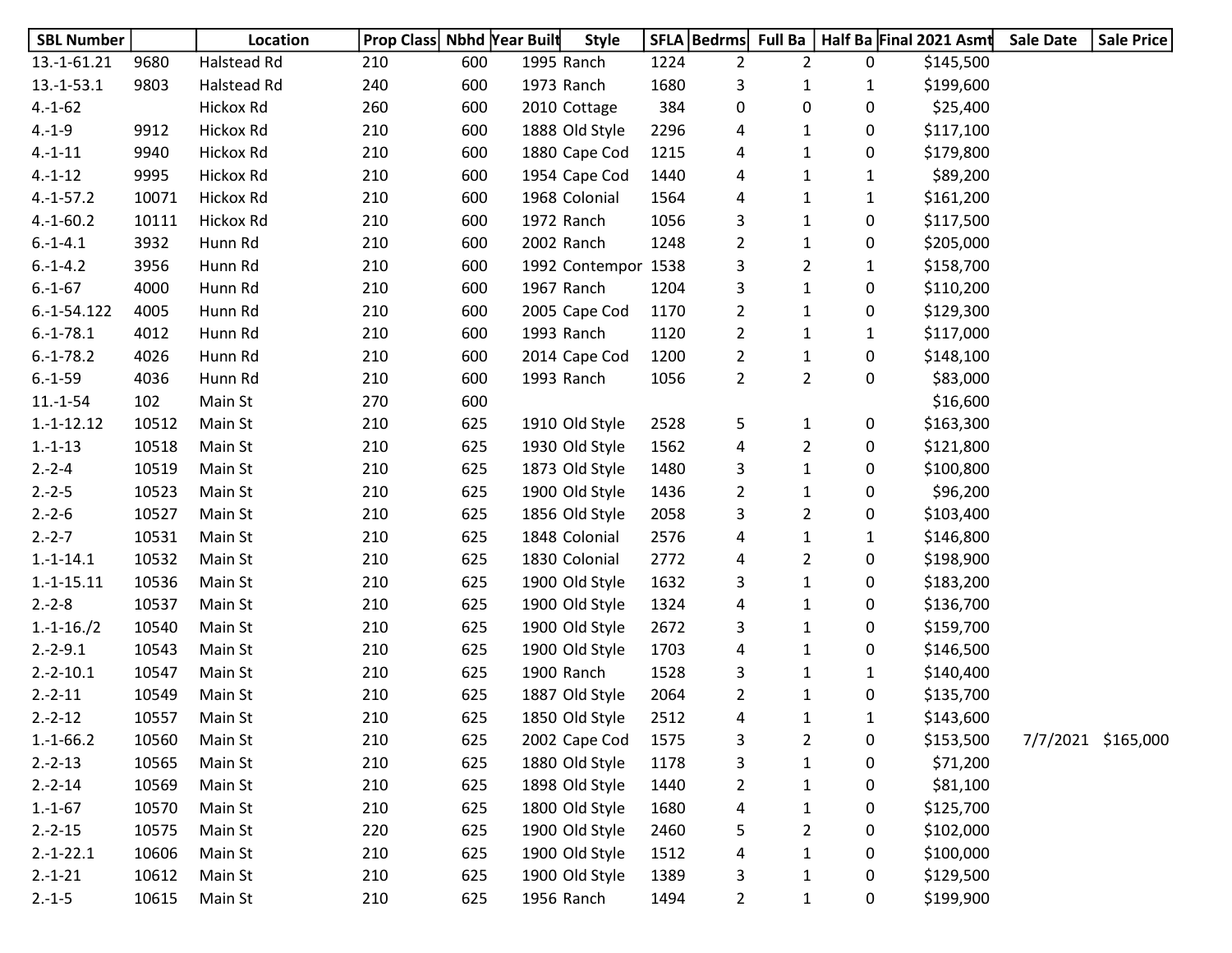| SBL Number | | Location | Prop Class | Nbhd | Year Built | Style | SFLA | Bedrms | Full Ba | Half Ba | Final 2021 Asmt | Sale Date | Sale Price |
|---|---|---|---|---|---|---|---|---|---|---|---|---|---|
| 13.-1-61.21 | 9680 | Halstead Rd | 210 | 600 | 1995 | Ranch | 1224 | 2 | 2 | 0 | $145,500 | | |
| 13.-1-53.1 | 9803 | Halstead Rd | 240 | 600 | 1973 | Ranch | 1680 | 3 | 1 | 1 | $199,600 | | |
| 4.-1-62 | | Hickox Rd | 260 | 600 | 2010 | Cottage | 384 | 0 | 0 | 0 | $25,400 | | |
| 4.-1-9 | 9912 | Hickox Rd | 210 | 600 | 1888 | Old Style | 2296 | 4 | 1 | 0 | $117,100 | | |
| 4.-1-11 | 9940 | Hickox Rd | 210 | 600 | 1880 | Cape Cod | 1215 | 4 | 1 | 0 | $179,800 | | |
| 4.-1-12 | 9995 | Hickox Rd | 210 | 600 | 1954 | Cape Cod | 1440 | 4 | 1 | 1 | $89,200 | | |
| 4.-1-57.2 | 10071 | Hickox Rd | 210 | 600 | 1968 | Colonial | 1564 | 4 | 1 | 1 | $161,200 | | |
| 4.-1-60.2 | 10111 | Hickox Rd | 210 | 600 | 1972 | Ranch | 1056 | 3 | 1 | 0 | $117,500 | | |
| 6.-1-4.1 | 3932 | Hunn Rd | 210 | 600 | 2002 | Ranch | 1248 | 2 | 1 | 0 | $205,000 | | |
| 6.-1-4.2 | 3956 | Hunn Rd | 210 | 600 | 1992 | Contempor | 1538 | 3 | 2 | 1 | $158,700 | | |
| 6.-1-67 | 4000 | Hunn Rd | 210 | 600 | 1967 | Ranch | 1204 | 3 | 1 | 0 | $110,200 | | |
| 6.-1-54.122 | 4005 | Hunn Rd | 210 | 600 | 2005 | Cape Cod | 1170 | 2 | 1 | 0 | $129,300 | | |
| 6.-1-78.1 | 4012 | Hunn Rd | 210 | 600 | 1993 | Ranch | 1120 | 2 | 1 | 1 | $117,000 | | |
| 6.-1-78.2 | 4026 | Hunn Rd | 210 | 600 | 2014 | Cape Cod | 1200 | 2 | 1 | 0 | $148,100 | | |
| 6.-1-59 | 4036 | Hunn Rd | 210 | 600 | 1993 | Ranch | 1056 | 2 | 2 | 0 | $83,000 | | |
| 11.-1-54 | 102 | Main St | 270 | 600 | | | | | | | $16,600 | | |
| 1.-1-12.12 | 10512 | Main St | 210 | 625 | 1910 | Old Style | 2528 | 5 | 1 | 0 | $163,300 | | |
| 1.-1-13 | 10518 | Main St | 210 | 625 | 1930 | Old Style | 1562 | 4 | 2 | 0 | $121,800 | | |
| 2.-2-4 | 10519 | Main St | 210 | 625 | 1873 | Old Style | 1480 | 3 | 1 | 0 | $100,800 | | |
| 2.-2-5 | 10523 | Main St | 210 | 625 | 1900 | Old Style | 1436 | 2 | 1 | 0 | $96,200 | | |
| 2.-2-6 | 10527 | Main St | 210 | 625 | 1856 | Old Style | 2058 | 3 | 2 | 0 | $103,400 | | |
| 2.-2-7 | 10531 | Main St | 210 | 625 | 1848 | Colonial | 2576 | 4 | 1 | 1 | $146,800 | | |
| 1.-1-14.1 | 10532 | Main St | 210 | 625 | 1830 | Colonial | 2772 | 4 | 2 | 0 | $198,900 | | |
| 1.-1-15.11 | 10536 | Main St | 210 | 625 | 1900 | Old Style | 1632 | 3 | 1 | 0 | $183,200 | | |
| 2.-2-8 | 10537 | Main St | 210 | 625 | 1900 | Old Style | 1324 | 4 | 1 | 0 | $136,700 | | |
| 1.-1-16./2 | 10540 | Main St | 210 | 625 | 1900 | Old Style | 2672 | 3 | 1 | 0 | $159,700 | | |
| 2.-2-9.1 | 10543 | Main St | 210 | 625 | 1900 | Old Style | 1703 | 4 | 1 | 0 | $146,500 | | |
| 2.-2-10.1 | 10547 | Main St | 210 | 625 | 1900 | Ranch | 1528 | 3 | 1 | 1 | $140,400 | | |
| 2.-2-11 | 10549 | Main St | 210 | 625 | 1887 | Old Style | 2064 | 2 | 1 | 0 | $135,700 | | |
| 2.-2-12 | 10557 | Main St | 210 | 625 | 1850 | Old Style | 2512 | 4 | 1 | 1 | $143,600 | | |
| 1.-1-66.2 | 10560 | Main St | 210 | 625 | 2002 | Cape Cod | 1575 | 3 | 2 | 0 | $153,500 | 7/7/2021 | $165,000 |
| 2.-2-13 | 10565 | Main St | 210 | 625 | 1880 | Old Style | 1178 | 3 | 1 | 0 | $71,200 | | |
| 2.-2-14 | 10569 | Main St | 210 | 625 | 1898 | Old Style | 1440 | 2 | 1 | 0 | $81,100 | | |
| 1.-1-67 | 10570 | Main St | 210 | 625 | 1800 | Old Style | 1680 | 4 | 1 | 0 | $125,700 | | |
| 2.-2-15 | 10575 | Main St | 220 | 625 | 1900 | Old Style | 2460 | 5 | 2 | 0 | $102,000 | | |
| 2.-1-22.1 | 10606 | Main St | 210 | 625 | 1900 | Old Style | 1512 | 4 | 1 | 0 | $100,000 | | |
| 2.-1-21 | 10612 | Main St | 210 | 625 | 1900 | Old Style | 1389 | 3 | 1 | 0 | $129,500 | | |
| 2.-1-5 | 10615 | Main St | 210 | 625 | 1956 | Ranch | 1494 | 2 | 1 | 0 | $199,900 | | |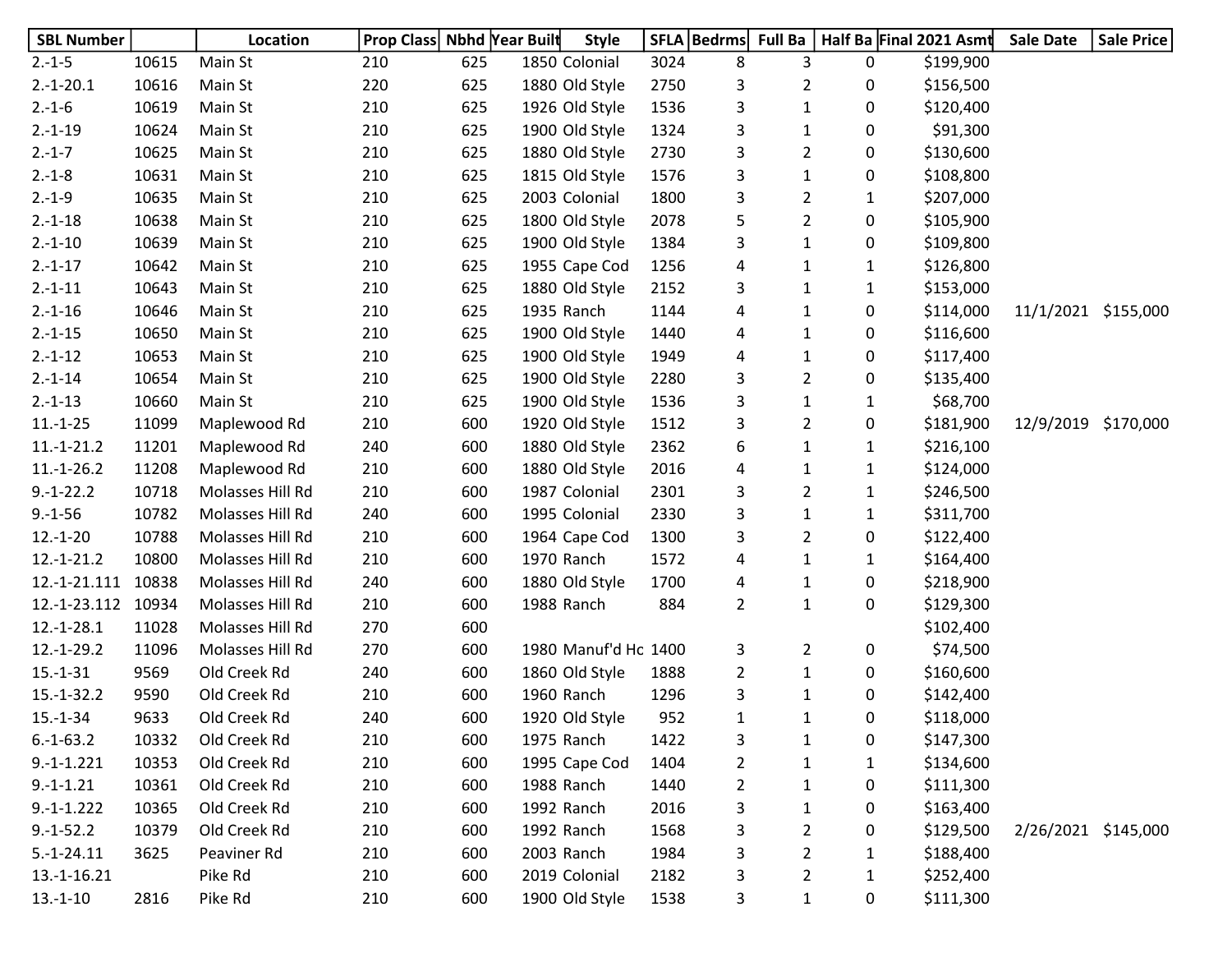| SBL Number | | Location | Prop Class | Nbhd | Year Built | Style | SFLA | Bedrms | Full Ba | Half Ba | Final 2021 Asmt | Sale Date | Sale Price |
|---|---|---|---|---|---|---|---|---|---|---|---|---|---|
| 2.-1-5 | 10615 | Main St | 210 | 625 | 1850 | Colonial | 3024 | 8 | 3 | 0 | $199,900 | | |
| 2.-1-20.1 | 10616 | Main St | 220 | 625 | 1880 | Old Style | 2750 | 3 | 2 | 0 | $156,500 | | |
| 2.-1-6 | 10619 | Main St | 210 | 625 | 1926 | Old Style | 1536 | 3 | 1 | 0 | $120,400 | | |
| 2.-1-19 | 10624 | Main St | 210 | 625 | 1900 | Old Style | 1324 | 3 | 1 | 0 | $91,300 | | |
| 2.-1-7 | 10625 | Main St | 210 | 625 | 1880 | Old Style | 2730 | 3 | 2 | 0 | $130,600 | | |
| 2.-1-8 | 10631 | Main St | 210 | 625 | 1815 | Old Style | 1576 | 3 | 1 | 0 | $108,800 | | |
| 2.-1-9 | 10635 | Main St | 210 | 625 | 2003 | Colonial | 1800 | 3 | 2 | 1 | $207,000 | | |
| 2.-1-18 | 10638 | Main St | 210 | 625 | 1800 | Old Style | 2078 | 5 | 2 | 0 | $105,900 | | |
| 2.-1-10 | 10639 | Main St | 210 | 625 | 1900 | Old Style | 1384 | 3 | 1 | 0 | $109,800 | | |
| 2.-1-17 | 10642 | Main St | 210 | 625 | 1955 | Cape Cod | 1256 | 4 | 1 | 1 | $126,800 | | |
| 2.-1-11 | 10643 | Main St | 210 | 625 | 1880 | Old Style | 2152 | 3 | 1 | 1 | $153,000 | | |
| 2.-1-16 | 10646 | Main St | 210 | 625 | 1935 | Ranch | 1144 | 4 | 1 | 0 | $114,000 | 11/1/2021 | $155,000 |
| 2.-1-15 | 10650 | Main St | 210 | 625 | 1900 | Old Style | 1440 | 4 | 1 | 0 | $116,600 | | |
| 2.-1-12 | 10653 | Main St | 210 | 625 | 1900 | Old Style | 1949 | 4 | 1 | 0 | $117,400 | | |
| 2.-1-14 | 10654 | Main St | 210 | 625 | 1900 | Old Style | 2280 | 3 | 2 | 0 | $135,400 | | |
| 2.-1-13 | 10660 | Main St | 210 | 625 | 1900 | Old Style | 1536 | 3 | 1 | 1 | $68,700 | | |
| 11.-1-25 | 11099 | Maplewood Rd | 210 | 600 | 1920 | Old Style | 1512 | 3 | 2 | 0 | $181,900 | 12/9/2019 | $170,000 |
| 11.-1-21.2 | 11201 | Maplewood Rd | 240 | 600 | 1880 | Old Style | 2362 | 6 | 1 | 1 | $216,100 | | |
| 11.-1-26.2 | 11208 | Maplewood Rd | 210 | 600 | 1880 | Old Style | 2016 | 4 | 1 | 1 | $124,000 | | |
| 9.-1-22.2 | 10718 | Molasses Hill Rd | 210 | 600 | 1987 | Colonial | 2301 | 3 | 2 | 1 | $246,500 | | |
| 9.-1-56 | 10782 | Molasses Hill Rd | 240 | 600 | 1995 | Colonial | 2330 | 3 | 1 | 1 | $311,700 | | |
| 12.-1-20 | 10788 | Molasses Hill Rd | 210 | 600 | 1964 | Cape Cod | 1300 | 3 | 2 | 0 | $122,400 | | |
| 12.-1-21.2 | 10800 | Molasses Hill Rd | 210 | 600 | 1970 | Ranch | 1572 | 4 | 1 | 1 | $164,400 | | |
| 12.-1-21.111 | 10838 | Molasses Hill Rd | 240 | 600 | 1880 | Old Style | 1700 | 4 | 1 | 0 | $218,900 | | |
| 12.-1-23.112 | 10934 | Molasses Hill Rd | 210 | 600 | 1988 | Ranch | 884 | 2 | 1 | 0 | $129,300 | | |
| 12.-1-28.1 | 11028 | Molasses Hill Rd | 270 | 600 | | | | | | | $102,400 | | |
| 12.-1-29.2 | 11096 | Molasses Hill Rd | 270 | 600 | 1980 | Manuf'd Hc | 1400 | 3 | 2 | 0 | $74,500 | | |
| 15.-1-31 | 9569 | Old Creek Rd | 240 | 600 | 1860 | Old Style | 1888 | 2 | 1 | 0 | $160,600 | | |
| 15.-1-32.2 | 9590 | Old Creek Rd | 210 | 600 | 1960 | Ranch | 1296 | 3 | 1 | 0 | $142,400 | | |
| 15.-1-34 | 9633 | Old Creek Rd | 240 | 600 | 1920 | Old Style | 952 | 1 | 1 | 0 | $118,000 | | |
| 6.-1-63.2 | 10332 | Old Creek Rd | 210 | 600 | 1975 | Ranch | 1422 | 3 | 1 | 0 | $147,300 | | |
| 9.-1-1.221 | 10353 | Old Creek Rd | 210 | 600 | 1995 | Cape Cod | 1404 | 2 | 1 | 1 | $134,600 | | |
| 9.-1-1.21 | 10361 | Old Creek Rd | 210 | 600 | 1988 | Ranch | 1440 | 2 | 1 | 0 | $111,300 | | |
| 9.-1-1.222 | 10365 | Old Creek Rd | 210 | 600 | 1992 | Ranch | 2016 | 3 | 1 | 0 | $163,400 | | |
| 9.-1-52.2 | 10379 | Old Creek Rd | 210 | 600 | 1992 | Ranch | 1568 | 3 | 2 | 0 | $129,500 | 2/26/2021 | $145,000 |
| 5.-1-24.11 | 3625 | Peaviner Rd | 210 | 600 | 2003 | Ranch | 1984 | 3 | 2 | 1 | $188,400 | | |
| 13.-1-16.21 | | Pike Rd | 210 | 600 | 2019 | Colonial | 2182 | 3 | 2 | 1 | $252,400 | | |
| 13.-1-10 | 2816 | Pike Rd | 210 | 600 | 1900 | Old Style | 1538 | 3 | 1 | 0 | $111,300 | | |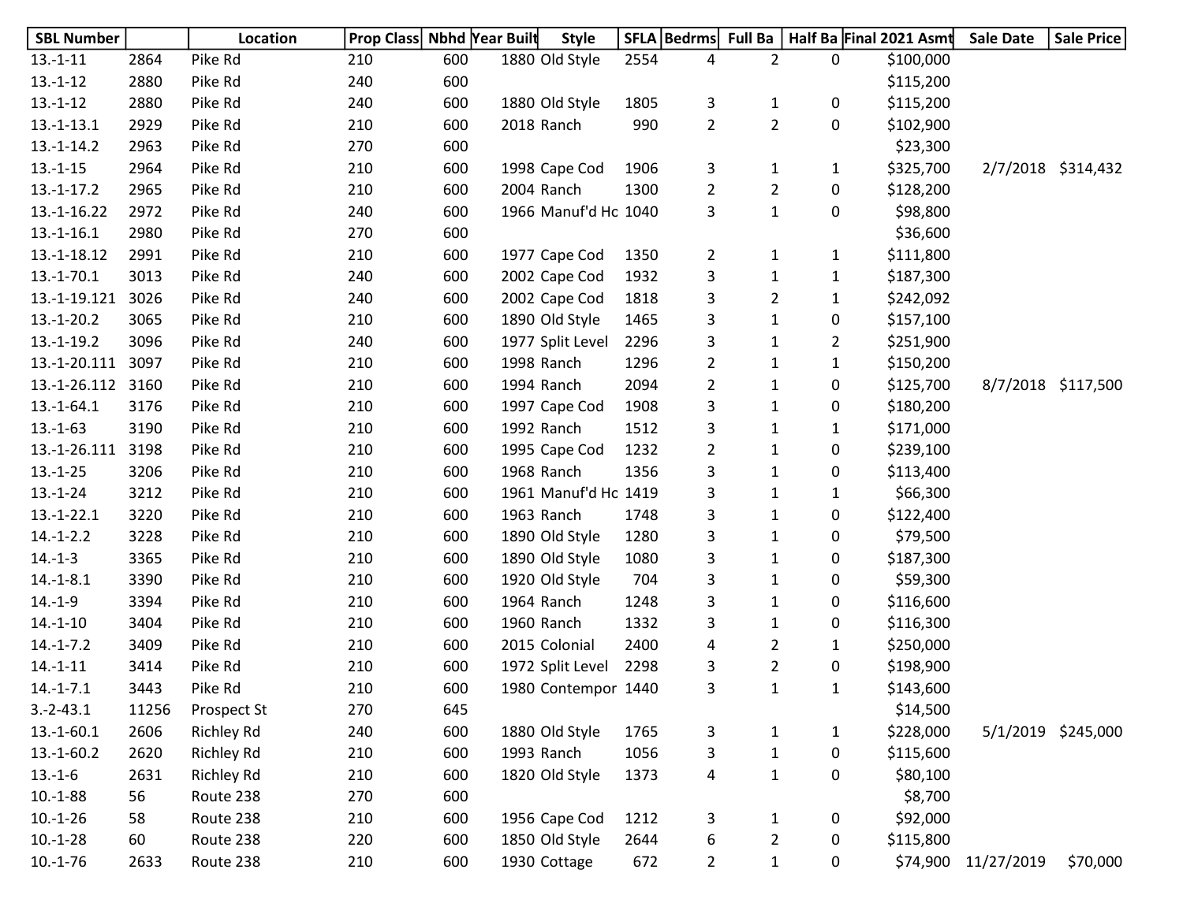| SBL Number | | Location | Prop Class | Nbhd | Year Built | Style | SFLA | Bedrms | Full Ba | Half Ba | Final 2021 Asmt | Sale Date | Sale Price |
|---|---|---|---|---|---|---|---|---|---|---|---|---|---|
| 13.-1-11 | 2864 | Pike Rd | 210 | 600 | 1880 | Old Style | 2554 | 4 | 2 | 0 | $100,000 | | |
| 13.-1-12 | 2880 | Pike Rd | 240 | 600 | | | | | | | $115,200 | | |
| 13.-1-12 | 2880 | Pike Rd | 240 | 600 | 1880 | Old Style | 1805 | 3 | 1 | 0 | $115,200 | | |
| 13.-1-13.1 | 2929 | Pike Rd | 210 | 600 | 2018 | Ranch | 990 | 2 | 2 | 0 | $102,900 | | |
| 13.-1-14.2 | 2963 | Pike Rd | 270 | 600 | | | | | | | $23,300 | | |
| 13.-1-15 | 2964 | Pike Rd | 210 | 600 | 1998 | Cape Cod | 1906 | 3 | 1 | 1 | $325,700 | 2/7/2018 | $314,432 |
| 13.-1-17.2 | 2965 | Pike Rd | 210 | 600 | 2004 | Ranch | 1300 | 2 | 2 | 0 | $128,200 | | |
| 13.-1-16.22 | 2972 | Pike Rd | 240 | 600 | 1966 | Manuf'd Hc | 1040 | 3 | 1 | 0 | $98,800 | | |
| 13.-1-16.1 | 2980 | Pike Rd | 270 | 600 | | | | | | | $36,600 | | |
| 13.-1-18.12 | 2991 | Pike Rd | 210 | 600 | 1977 | Cape Cod | 1350 | 2 | 1 | 1 | $111,800 | | |
| 13.-1-70.1 | 3013 | Pike Rd | 240 | 600 | 2002 | Cape Cod | 1932 | 3 | 1 | 1 | $187,300 | | |
| 13.-1-19.121 | 3026 | Pike Rd | 240 | 600 | 2002 | Cape Cod | 1818 | 3 | 2 | 1 | $242,092 | | |
| 13.-1-20.2 | 3065 | Pike Rd | 210 | 600 | 1890 | Old Style | 1465 | 3 | 1 | 0 | $157,100 | | |
| 13.-1-19.2 | 3096 | Pike Rd | 240 | 600 | 1977 | Split Level | 2296 | 3 | 1 | 2 | $251,900 | | |
| 13.-1-20.111 | 3097 | Pike Rd | 210 | 600 | 1998 | Ranch | 1296 | 2 | 1 | 1 | $150,200 | | |
| 13.-1-26.112 | 3160 | Pike Rd | 210 | 600 | 1994 | Ranch | 2094 | 2 | 1 | 0 | $125,700 | 8/7/2018 | $117,500 |
| 13.-1-64.1 | 3176 | Pike Rd | 210 | 600 | 1997 | Cape Cod | 1908 | 3 | 1 | 0 | $180,200 | | |
| 13.-1-63 | 3190 | Pike Rd | 210 | 600 | 1992 | Ranch | 1512 | 3 | 1 | 1 | $171,000 | | |
| 13.-1-26.111 | 3198 | Pike Rd | 210 | 600 | 1995 | Cape Cod | 1232 | 2 | 1 | 0 | $239,100 | | |
| 13.-1-25 | 3206 | Pike Rd | 210 | 600 | 1968 | Ranch | 1356 | 3 | 1 | 0 | $113,400 | | |
| 13.-1-24 | 3212 | Pike Rd | 210 | 600 | 1961 | Manuf'd Hc | 1419 | 3 | 1 | 1 | $66,300 | | |
| 13.-1-22.1 | 3220 | Pike Rd | 210 | 600 | 1963 | Ranch | 1748 | 3 | 1 | 0 | $122,400 | | |
| 14.-1-2.2 | 3228 | Pike Rd | 210 | 600 | 1890 | Old Style | 1280 | 3 | 1 | 0 | $79,500 | | |
| 14.-1-3 | 3365 | Pike Rd | 210 | 600 | 1890 | Old Style | 1080 | 3 | 1 | 0 | $187,300 | | |
| 14.-1-8.1 | 3390 | Pike Rd | 210 | 600 | 1920 | Old Style | 704 | 3 | 1 | 0 | $59,300 | | |
| 14.-1-9 | 3394 | Pike Rd | 210 | 600 | 1964 | Ranch | 1248 | 3 | 1 | 0 | $116,600 | | |
| 14.-1-10 | 3404 | Pike Rd | 210 | 600 | 1960 | Ranch | 1332 | 3 | 1 | 0 | $116,300 | | |
| 14.-1-7.2 | 3409 | Pike Rd | 210 | 600 | 2015 | Colonial | 2400 | 4 | 2 | 1 | $250,000 | | |
| 14.-1-11 | 3414 | Pike Rd | 210 | 600 | 1972 | Split Level | 2298 | 3 | 2 | 0 | $198,900 | | |
| 14.-1-7.1 | 3443 | Pike Rd | 210 | 600 | 1980 | Contempor | 1440 | 3 | 1 | 1 | $143,600 | | |
| 3.-2-43.1 | 11256 | Prospect St | 270 | 645 | | | | | | | $14,500 | | |
| 13.-1-60.1 | 2606 | Richley Rd | 240 | 600 | 1880 | Old Style | 1765 | 3 | 1 | 1 | $228,000 | 5/1/2019 | $245,000 |
| 13.-1-60.2 | 2620 | Richley Rd | 210 | 600 | 1993 | Ranch | 1056 | 3 | 1 | 0 | $115,600 | | |
| 13.-1-6 | 2631 | Richley Rd | 210 | 600 | 1820 | Old Style | 1373 | 4 | 1 | 0 | $80,100 | | |
| 10.-1-88 | 56 | Route 238 | 270 | 600 | | | | | | | $8,700 | | |
| 10.-1-26 | 58 | Route 238 | 210 | 600 | 1956 | Cape Cod | 1212 | 3 | 1 | 0 | $92,000 | | |
| 10.-1-28 | 60 | Route 238 | 220 | 600 | 1850 | Old Style | 2644 | 6 | 2 | 0 | $115,800 | | |
| 10.-1-76 | 2633 | Route 238 | 210 | 600 | 1930 | Cottage | 672 | 2 | 1 | 0 | $74,900 | 11/27/2019 | $70,000 |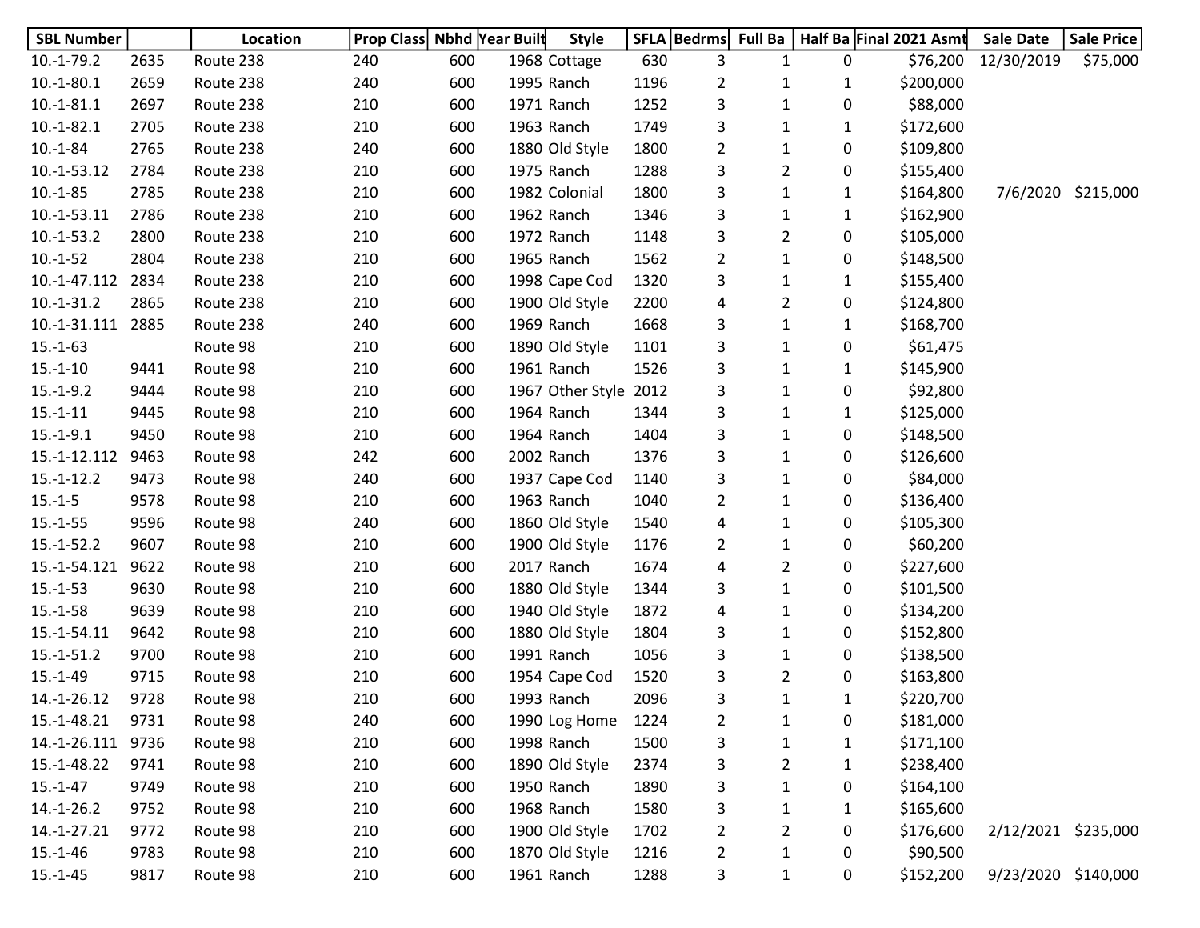| SBL Number | | Location | Prop Class | Nbhd | Year Built | Style | SFLA | Bedrms | Full Ba | Half Ba | Final 2021 Asmt | Sale Date | Sale Price |
|---|---|---|---|---|---|---|---|---|---|---|---|---|---|
| 10.-1-79.2 | 2635 | Route 238 | 240 | 600 | 1968 | Cottage | 630 | 3 | 1 | 0 | $76,200 | 12/30/2019 | $75,000 |
| 10.-1-80.1 | 2659 | Route 238 | 240 | 600 | 1995 | Ranch | 1196 | 2 | 1 | 1 | $200,000 | | |
| 10.-1-81.1 | 2697 | Route 238 | 210 | 600 | 1971 | Ranch | 1252 | 3 | 1 | 0 | $88,000 | | |
| 10.-1-82.1 | 2705 | Route 238 | 210 | 600 | 1963 | Ranch | 1749 | 3 | 1 | 1 | $172,600 | | |
| 10.-1-84 | 2765 | Route 238 | 240 | 600 | 1880 | Old Style | 1800 | 2 | 1 | 0 | $109,800 | | |
| 10.-1-53.12 | 2784 | Route 238 | 210 | 600 | 1975 | Ranch | 1288 | 3 | 2 | 0 | $155,400 | | |
| 10.-1-85 | 2785 | Route 238 | 210 | 600 | 1982 | Colonial | 1800 | 3 | 1 | 1 | $164,800 | 7/6/2020 | $215,000 |
| 10.-1-53.11 | 2786 | Route 238 | 210 | 600 | 1962 | Ranch | 1346 | 3 | 1 | 1 | $162,900 | | |
| 10.-1-53.2 | 2800 | Route 238 | 210 | 600 | 1972 | Ranch | 1148 | 3 | 2 | 0 | $105,000 | | |
| 10.-1-52 | 2804 | Route 238 | 210 | 600 | 1965 | Ranch | 1562 | 2 | 1 | 0 | $148,500 | | |
| 10.-1-47.112 | 2834 | Route 238 | 210 | 600 | 1998 | Cape Cod | 1320 | 3 | 1 | 1 | $155,400 | | |
| 10.-1-31.2 | 2865 | Route 238 | 210 | 600 | 1900 | Old Style | 2200 | 4 | 2 | 0 | $124,800 | | |
| 10.-1-31.111 | 2885 | Route 238 | 240 | 600 | 1969 | Ranch | 1668 | 3 | 1 | 1 | $168,700 | | |
| 15.-1-63 | | Route 98 | 210 | 600 | 1890 | Old Style | 1101 | 3 | 1 | 0 | $61,475 | | |
| 15.-1-10 | 9441 | Route 98 | 210 | 600 | 1961 | Ranch | 1526 | 3 | 1 | 1 | $145,900 | | |
| 15.-1-9.2 | 9444 | Route 98 | 210 | 600 | 1967 | Other Style | 2012 | 3 | 1 | 0 | $92,800 | | |
| 15.-1-11 | 9445 | Route 98 | 210 | 600 | 1964 | Ranch | 1344 | 3 | 1 | 1 | $125,000 | | |
| 15.-1-9.1 | 9450 | Route 98 | 210 | 600 | 1964 | Ranch | 1404 | 3 | 1 | 0 | $148,500 | | |
| 15.-1-12.112 | 9463 | Route 98 | 242 | 600 | 2002 | Ranch | 1376 | 3 | 1 | 0 | $126,600 | | |
| 15.-1-12.2 | 9473 | Route 98 | 240 | 600 | 1937 | Cape Cod | 1140 | 3 | 1 | 0 | $84,000 | | |
| 15.-1-5 | 9578 | Route 98 | 210 | 600 | 1963 | Ranch | 1040 | 2 | 1 | 0 | $136,400 | | |
| 15.-1-55 | 9596 | Route 98 | 240 | 600 | 1860 | Old Style | 1540 | 4 | 1 | 0 | $105,300 | | |
| 15.-1-52.2 | 9607 | Route 98 | 210 | 600 | 1900 | Old Style | 1176 | 2 | 1 | 0 | $60,200 | | |
| 15.-1-54.121 | 9622 | Route 98 | 210 | 600 | 2017 | Ranch | 1674 | 4 | 2 | 0 | $227,600 | | |
| 15.-1-53 | 9630 | Route 98 | 210 | 600 | 1880 | Old Style | 1344 | 3 | 1 | 0 | $101,500 | | |
| 15.-1-58 | 9639 | Route 98 | 210 | 600 | 1940 | Old Style | 1872 | 4 | 1 | 0 | $134,200 | | |
| 15.-1-54.11 | 9642 | Route 98 | 210 | 600 | 1880 | Old Style | 1804 | 3 | 1 | 0 | $152,800 | | |
| 15.-1-51.2 | 9700 | Route 98 | 210 | 600 | 1991 | Ranch | 1056 | 3 | 1 | 0 | $138,500 | | |
| 15.-1-49 | 9715 | Route 98 | 210 | 600 | 1954 | Cape Cod | 1520 | 3 | 2 | 0 | $163,800 | | |
| 14.-1-26.12 | 9728 | Route 98 | 210 | 600 | 1993 | Ranch | 2096 | 3 | 1 | 1 | $220,700 | | |
| 15.-1-48.21 | 9731 | Route 98 | 240 | 600 | 1990 | Log Home | 1224 | 2 | 1 | 0 | $181,000 | | |
| 14.-1-26.111 | 9736 | Route 98 | 210 | 600 | 1998 | Ranch | 1500 | 3 | 1 | 1 | $171,100 | | |
| 15.-1-48.22 | 9741 | Route 98 | 210 | 600 | 1890 | Old Style | 2374 | 3 | 2 | 1 | $238,400 | | |
| 15.-1-47 | 9749 | Route 98 | 210 | 600 | 1950 | Ranch | 1890 | 3 | 1 | 0 | $164,100 | | |
| 14.-1-26.2 | 9752 | Route 98 | 210 | 600 | 1968 | Ranch | 1580 | 3 | 1 | 1 | $165,600 | | |
| 14.-1-27.21 | 9772 | Route 98 | 210 | 600 | 1900 | Old Style | 1702 | 2 | 2 | 0 | $176,600 | 2/12/2021 | $235,000 |
| 15.-1-46 | 9783 | Route 98 | 210 | 600 | 1870 | Old Style | 1216 | 2 | 1 | 0 | $90,500 | | |
| 15.-1-45 | 9817 | Route 98 | 210 | 600 | 1961 | Ranch | 1288 | 3 | 1 | 0 | $152,200 | 9/23/2020 | $140,000 |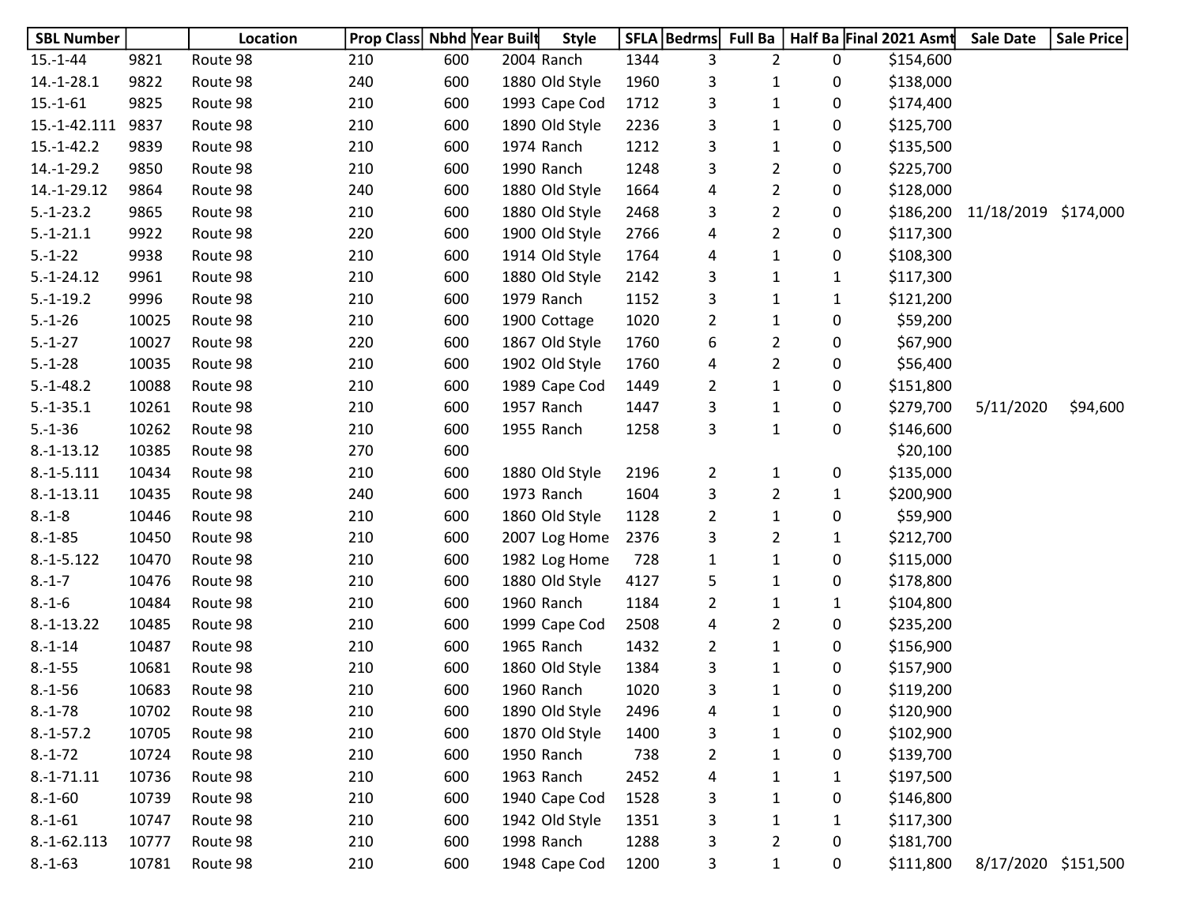| SBL Number | | Location | Prop Class | Nbhd | Year Built | Style | SFLA | Bedrms | Full Ba | Half Ba | Final 2021 Asmt | Sale Date | Sale Price |
|---|---|---|---|---|---|---|---|---|---|---|---|---|---|
| 15.-1-44 | 9821 | Route 98 | 210 | 600 | 2004 | Ranch | 1344 | 3 | 2 | 0 | $154,600 | | |
| 14.-1-28.1 | 9822 | Route 98 | 240 | 600 | 1880 | Old Style | 1960 | 3 | 1 | 0 | $138,000 | | |
| 15.-1-61 | 9825 | Route 98 | 210 | 600 | 1993 | Cape Cod | 1712 | 3 | 1 | 0 | $174,400 | | |
| 15.-1-42.111 | 9837 | Route 98 | 210 | 600 | 1890 | Old Style | 2236 | 3 | 1 | 0 | $125,700 | | |
| 15.-1-42.2 | 9839 | Route 98 | 210 | 600 | 1974 | Ranch | 1212 | 3 | 1 | 0 | $135,500 | | |
| 14.-1-29.2 | 9850 | Route 98 | 210 | 600 | 1990 | Ranch | 1248 | 3 | 2 | 0 | $225,700 | | |
| 14.-1-29.12 | 9864 | Route 98 | 240 | 600 | 1880 | Old Style | 1664 | 4 | 2 | 0 | $128,000 | | |
| 5.-1-23.2 | 9865 | Route 98 | 210 | 600 | 1880 | Old Style | 2468 | 3 | 2 | 0 | $186,200 | 11/18/2019 | $174,000 |
| 5.-1-21.1 | 9922 | Route 98 | 220 | 600 | 1900 | Old Style | 2766 | 4 | 2 | 0 | $117,300 | | |
| 5.-1-22 | 9938 | Route 98 | 210 | 600 | 1914 | Old Style | 1764 | 4 | 1 | 0 | $108,300 | | |
| 5.-1-24.12 | 9961 | Route 98 | 210 | 600 | 1880 | Old Style | 2142 | 3 | 1 | 1 | $117,300 | | |
| 5.-1-19.2 | 9996 | Route 98 | 210 | 600 | 1979 | Ranch | 1152 | 3 | 1 | 1 | $121,200 | | |
| 5.-1-26 | 10025 | Route 98 | 210 | 600 | 1900 | Cottage | 1020 | 2 | 1 | 0 | $59,200 | | |
| 5.-1-27 | 10027 | Route 98 | 220 | 600 | 1867 | Old Style | 1760 | 6 | 2 | 0 | $67,900 | | |
| 5.-1-28 | 10035 | Route 98 | 210 | 600 | 1902 | Old Style | 1760 | 4 | 2 | 0 | $56,400 | | |
| 5.-1-48.2 | 10088 | Route 98 | 210 | 600 | 1989 | Cape Cod | 1449 | 2 | 1 | 0 | $151,800 | | |
| 5.-1-35.1 | 10261 | Route 98 | 210 | 600 | 1957 | Ranch | 1447 | 3 | 1 | 0 | $279,700 | 5/11/2020 | $94,600 |
| 5.-1-36 | 10262 | Route 98 | 210 | 600 | 1955 | Ranch | 1258 | 3 | 1 | 0 | $146,600 | | |
| 8.-1-13.12 | 10385 | Route 98 | 270 | 600 | | | | | | | $20,100 | | |
| 8.-1-5.111 | 10434 | Route 98 | 210 | 600 | 1880 | Old Style | 2196 | 2 | 1 | 0 | $135,000 | | |
| 8.-1-13.11 | 10435 | Route 98 | 240 | 600 | 1973 | Ranch | 1604 | 3 | 2 | 1 | $200,900 | | |
| 8.-1-8 | 10446 | Route 98 | 210 | 600 | 1860 | Old Style | 1128 | 2 | 1 | 0 | $59,900 | | |
| 8.-1-85 | 10450 | Route 98 | 210 | 600 | 2007 | Log Home | 2376 | 3 | 2 | 1 | $212,700 | | |
| 8.-1-5.122 | 10470 | Route 98 | 210 | 600 | 1982 | Log Home | 728 | 1 | 1 | 0 | $115,000 | | |
| 8.-1-7 | 10476 | Route 98 | 210 | 600 | 1880 | Old Style | 4127 | 5 | 1 | 0 | $178,800 | | |
| 8.-1-6 | 10484 | Route 98 | 210 | 600 | 1960 | Ranch | 1184 | 2 | 1 | 1 | $104,800 | | |
| 8.-1-13.22 | 10485 | Route 98 | 210 | 600 | 1999 | Cape Cod | 2508 | 4 | 2 | 0 | $235,200 | | |
| 8.-1-14 | 10487 | Route 98 | 210 | 600 | 1965 | Ranch | 1432 | 2 | 1 | 0 | $156,900 | | |
| 8.-1-55 | 10681 | Route 98 | 210 | 600 | 1860 | Old Style | 1384 | 3 | 1 | 0 | $157,900 | | |
| 8.-1-56 | 10683 | Route 98 | 210 | 600 | 1960 | Ranch | 1020 | 3 | 1 | 0 | $119,200 | | |
| 8.-1-78 | 10702 | Route 98 | 210 | 600 | 1890 | Old Style | 2496 | 4 | 1 | 0 | $120,900 | | |
| 8.-1-57.2 | 10705 | Route 98 | 210 | 600 | 1870 | Old Style | 1400 | 3 | 1 | 0 | $102,900 | | |
| 8.-1-72 | 10724 | Route 98 | 210 | 600 | 1950 | Ranch | 738 | 2 | 1 | 0 | $139,700 | | |
| 8.-1-71.11 | 10736 | Route 98 | 210 | 600 | 1963 | Ranch | 2452 | 4 | 1 | 1 | $197,500 | | |
| 8.-1-60 | 10739 | Route 98 | 210 | 600 | 1940 | Cape Cod | 1528 | 3 | 1 | 0 | $146,800 | | |
| 8.-1-61 | 10747 | Route 98 | 210 | 600 | 1942 | Old Style | 1351 | 3 | 1 | 1 | $117,300 | | |
| 8.-1-62.113 | 10777 | Route 98 | 210 | 600 | 1998 | Ranch | 1288 | 3 | 2 | 0 | $181,700 | | |
| 8.-1-63 | 10781 | Route 98 | 210 | 600 | 1948 | Cape Cod | 1200 | 3 | 1 | 0 | $111,800 | 8/17/2020 | $151,500 |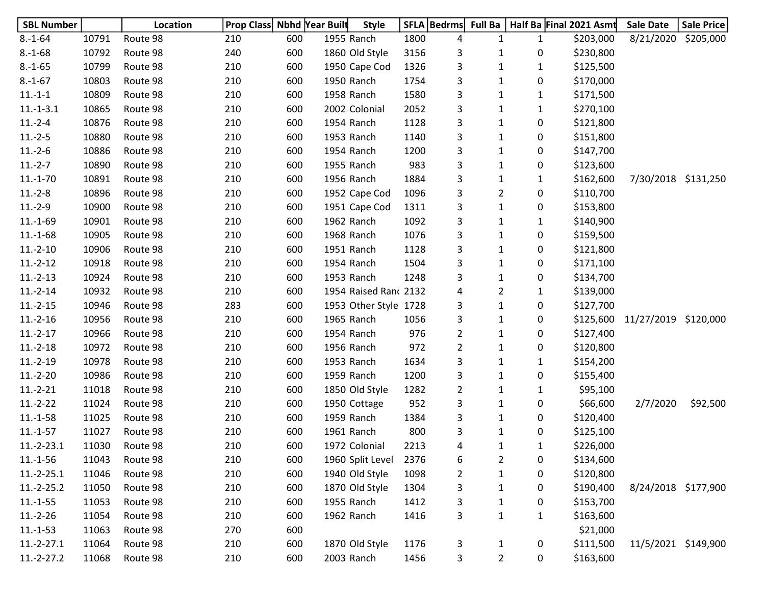| SBL Number | | Location | Prop Class | Nbhd | Year Built | Style | SFLA | Bedrms | Full Ba | Half Ba | Final 2021 Asmt | Sale Date | Sale Price |
|---|---|---|---|---|---|---|---|---|---|---|---|---|---|
| 8.-1-64 | 10791 | Route 98 | 210 | 600 | 1955 | Ranch | 1800 | 4 | 1 | 1 | $203,000 | 8/21/2020 | $205,000 |
| 8.-1-68 | 10792 | Route 98 | 240 | 600 | 1860 | Old Style | 3156 | 3 | 1 | 0 | $230,800 | | |
| 8.-1-65 | 10799 | Route 98 | 210 | 600 | 1950 | Cape Cod | 1326 | 3 | 1 | 1 | $125,500 | | |
| 8.-1-67 | 10803 | Route 98 | 210 | 600 | 1950 | Ranch | 1754 | 3 | 1 | 0 | $170,000 | | |
| 11.-1-1 | 10809 | Route 98 | 210 | 600 | 1958 | Ranch | 1580 | 3 | 1 | 1 | $171,500 | | |
| 11.-1-3.1 | 10865 | Route 98 | 210 | 600 | 2002 | Colonial | 2052 | 3 | 1 | 1 | $270,100 | | |
| 11.-2-4 | 10876 | Route 98 | 210 | 600 | 1954 | Ranch | 1128 | 3 | 1 | 0 | $121,800 | | |
| 11.-2-5 | 10880 | Route 98 | 210 | 600 | 1953 | Ranch | 1140 | 3 | 1 | 0 | $151,800 | | |
| 11.-2-6 | 10886 | Route 98 | 210 | 600 | 1954 | Ranch | 1200 | 3 | 1 | 0 | $147,700 | | |
| 11.-2-7 | 10890 | Route 98 | 210 | 600 | 1955 | Ranch | 983 | 3 | 1 | 0 | $123,600 | | |
| 11.-1-70 | 10891 | Route 98 | 210 | 600 | 1956 | Ranch | 1884 | 3 | 1 | 1 | $162,600 | 7/30/2018 | $131,250 |
| 11.-2-8 | 10896 | Route 98 | 210 | 600 | 1952 | Cape Cod | 1096 | 3 | 2 | 0 | $110,700 | | |
| 11.-2-9 | 10900 | Route 98 | 210 | 600 | 1951 | Cape Cod | 1311 | 3 | 1 | 0 | $153,800 | | |
| 11.-1-69 | 10901 | Route 98 | 210 | 600 | 1962 | Ranch | 1092 | 3 | 1 | 1 | $140,900 | | |
| 11.-1-68 | 10905 | Route 98 | 210 | 600 | 1968 | Ranch | 1076 | 3 | 1 | 0 | $159,500 | | |
| 11.-2-10 | 10906 | Route 98 | 210 | 600 | 1951 | Ranch | 1128 | 3 | 1 | 0 | $121,800 | | |
| 11.-2-12 | 10918 | Route 98 | 210 | 600 | 1954 | Ranch | 1504 | 3 | 1 | 0 | $171,100 | | |
| 11.-2-13 | 10924 | Route 98 | 210 | 600 | 1953 | Ranch | 1248 | 3 | 1 | 0 | $134,700 | | |
| 11.-2-14 | 10932 | Route 98 | 210 | 600 | 1954 | Raised Ranc | 2132 | 4 | 2 | 1 | $139,000 | | |
| 11.-2-15 | 10946 | Route 98 | 283 | 600 | 1953 | Other Style | 1728 | 3 | 1 | 0 | $127,700 | | |
| 11.-2-16 | 10956 | Route 98 | 210 | 600 | 1965 | Ranch | 1056 | 3 | 1 | 0 | $125,600 | 11/27/2019 | $120,000 |
| 11.-2-17 | 10966 | Route 98 | 210 | 600 | 1954 | Ranch | 976 | 2 | 1 | 0 | $127,400 | | |
| 11.-2-18 | 10972 | Route 98 | 210 | 600 | 1956 | Ranch | 972 | 2 | 1 | 0 | $120,800 | | |
| 11.-2-19 | 10978 | Route 98 | 210 | 600 | 1953 | Ranch | 1634 | 3 | 1 | 1 | $154,200 | | |
| 11.-2-20 | 10986 | Route 98 | 210 | 600 | 1959 | Ranch | 1200 | 3 | 1 | 0 | $155,400 | | |
| 11.-2-21 | 11018 | Route 98 | 210 | 600 | 1850 | Old Style | 1282 | 2 | 1 | 1 | $95,100 | | |
| 11.-2-22 | 11024 | Route 98 | 210 | 600 | 1950 | Cottage | 952 | 3 | 1 | 0 | $66,600 | 2/7/2020 | $92,500 |
| 11.-1-58 | 11025 | Route 98 | 210 | 600 | 1959 | Ranch | 1384 | 3 | 1 | 0 | $120,400 | | |
| 11.-1-57 | 11027 | Route 98 | 210 | 600 | 1961 | Ranch | 800 | 3 | 1 | 0 | $125,100 | | |
| 11.-2-23.1 | 11030 | Route 98 | 210 | 600 | 1972 | Colonial | 2213 | 4 | 1 | 1 | $226,000 | | |
| 11.-1-56 | 11043 | Route 98 | 210 | 600 | 1960 | Split Level | 2376 | 6 | 2 | 0 | $134,600 | | |
| 11.-2-25.1 | 11046 | Route 98 | 210 | 600 | 1940 | Old Style | 1098 | 2 | 1 | 0 | $120,800 | | |
| 11.-2-25.2 | 11050 | Route 98 | 210 | 600 | 1870 | Old Style | 1304 | 3 | 1 | 0 | $190,400 | 8/24/2018 | $177,900 |
| 11.-1-55 | 11053 | Route 98 | 210 | 600 | 1955 | Ranch | 1412 | 3 | 1 | 0 | $153,700 | | |
| 11.-2-26 | 11054 | Route 98 | 210 | 600 | 1962 | Ranch | 1416 | 3 | 1 | 1 | $163,600 | | |
| 11.-1-53 | 11063 | Route 98 | 270 | 600 | | | | | | | $21,000 | | |
| 11.-2-27.1 | 11064 | Route 98 | 210 | 600 | 1870 | Old Style | 1176 | 3 | 1 | 0 | $111,500 | 11/5/2021 | $149,900 |
| 11.-2-27.2 | 11068 | Route 98 | 210 | 600 | 2003 | Ranch | 1456 | 3 | 2 | 0 | $163,600 | | |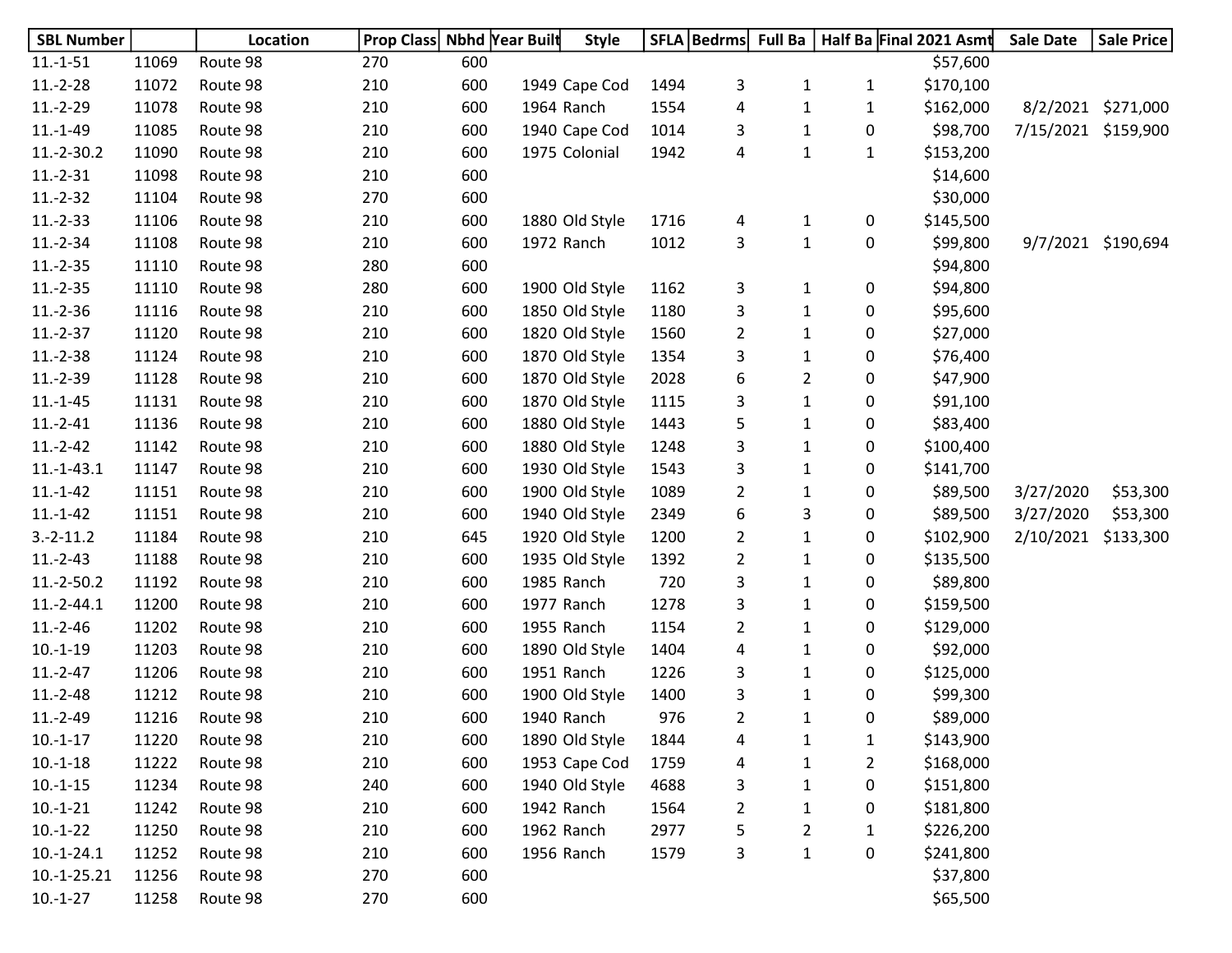| SBL Number | | Location | Prop Class | Nbhd | Year Built | Style | SFLA | Bedrms | Full Ba | Half Ba | Final 2021 Asmt | Sale Date | Sale Price |
|---|---|---|---|---|---|---|---|---|---|---|---|---|---|
| 11.-1-51 | 11069 | Route 98 | 270 | 600 | | | | | | | $57,600 | | |
| 11.-2-28 | 11072 | Route 98 | 210 | 600 | 1949 | Cape Cod | 1494 | 3 | 1 | 1 | $170,100 | | |
| 11.-2-29 | 11078 | Route 98 | 210 | 600 | 1964 | Ranch | 1554 | 4 | 1 | 1 | $162,000 | 8/2/2021 | $271,000 |
| 11.-1-49 | 11085 | Route 98 | 210 | 600 | 1940 | Cape Cod | 1014 | 3 | 1 | 0 | $98,700 | 7/15/2021 | $159,900 |
| 11.-2-30.2 | 11090 | Route 98 | 210 | 600 | 1975 | Colonial | 1942 | 4 | 1 | 1 | $153,200 | | |
| 11.-2-31 | 11098 | Route 98 | 210 | 600 | | | | | | | $14,600 | | |
| 11.-2-32 | 11104 | Route 98 | 270 | 600 | | | | | | | $30,000 | | |
| 11.-2-33 | 11106 | Route 98 | 210 | 600 | 1880 | Old Style | 1716 | 4 | 1 | 0 | $145,500 | | |
| 11.-2-34 | 11108 | Route 98 | 210 | 600 | 1972 | Ranch | 1012 | 3 | 1 | 0 | $99,800 | 9/7/2021 | $190,694 |
| 11.-2-35 | 11110 | Route 98 | 280 | 600 | | | | | | | $94,800 | | |
| 11.-2-35 | 11110 | Route 98 | 280 | 600 | 1900 | Old Style | 1162 | 3 | 1 | 0 | $94,800 | | |
| 11.-2-36 | 11116 | Route 98 | 210 | 600 | 1850 | Old Style | 1180 | 3 | 1 | 0 | $95,600 | | |
| 11.-2-37 | 11120 | Route 98 | 210 | 600 | 1820 | Old Style | 1560 | 2 | 1 | 0 | $27,000 | | |
| 11.-2-38 | 11124 | Route 98 | 210 | 600 | 1870 | Old Style | 1354 | 3 | 1 | 0 | $76,400 | | |
| 11.-2-39 | 11128 | Route 98 | 210 | 600 | 1870 | Old Style | 2028 | 6 | 2 | 0 | $47,900 | | |
| 11.-1-45 | 11131 | Route 98 | 210 | 600 | 1870 | Old Style | 1115 | 3 | 1 | 0 | $91,100 | | |
| 11.-2-41 | 11136 | Route 98 | 210 | 600 | 1880 | Old Style | 1443 | 5 | 1 | 0 | $83,400 | | |
| 11.-2-42 | 11142 | Route 98 | 210 | 600 | 1880 | Old Style | 1248 | 3 | 1 | 0 | $100,400 | | |
| 11.-1-43.1 | 11147 | Route 98 | 210 | 600 | 1930 | Old Style | 1543 | 3 | 1 | 0 | $141,700 | | |
| 11.-1-42 | 11151 | Route 98 | 210 | 600 | 1900 | Old Style | 1089 | 2 | 1 | 0 | $89,500 | 3/27/2020 | $53,300 |
| 11.-1-42 | 11151 | Route 98 | 210 | 600 | 1940 | Old Style | 2349 | 6 | 3 | 0 | $89,500 | 3/27/2020 | $53,300 |
| 3.-2-11.2 | 11184 | Route 98 | 210 | 645 | 1920 | Old Style | 1200 | 2 | 1 | 0 | $102,900 | 2/10/2021 | $133,300 |
| 11.-2-43 | 11188 | Route 98 | 210 | 600 | 1935 | Old Style | 1392 | 2 | 1 | 0 | $135,500 | | |
| 11.-2-50.2 | 11192 | Route 98 | 210 | 600 | 1985 | Ranch | 720 | 3 | 1 | 0 | $89,800 | | |
| 11.-2-44.1 | 11200 | Route 98 | 210 | 600 | 1977 | Ranch | 1278 | 3 | 1 | 0 | $159,500 | | |
| 11.-2-46 | 11202 | Route 98 | 210 | 600 | 1955 | Ranch | 1154 | 2 | 1 | 0 | $129,000 | | |
| 10.-1-19 | 11203 | Route 98 | 210 | 600 | 1890 | Old Style | 1404 | 4 | 1 | 0 | $92,000 | | |
| 11.-2-47 | 11206 | Route 98 | 210 | 600 | 1951 | Ranch | 1226 | 3 | 1 | 0 | $125,000 | | |
| 11.-2-48 | 11212 | Route 98 | 210 | 600 | 1900 | Old Style | 1400 | 3 | 1 | 0 | $99,300 | | |
| 11.-2-49 | 11216 | Route 98 | 210 | 600 | 1940 | Ranch | 976 | 2 | 1 | 0 | $89,000 | | |
| 10.-1-17 | 11220 | Route 98 | 210 | 600 | 1890 | Old Style | 1844 | 4 | 1 | 1 | $143,900 | | |
| 10.-1-18 | 11222 | Route 98 | 210 | 600 | 1953 | Cape Cod | 1759 | 4 | 1 | 2 | $168,000 | | |
| 10.-1-15 | 11234 | Route 98 | 240 | 600 | 1940 | Old Style | 4688 | 3 | 1 | 0 | $151,800 | | |
| 10.-1-21 | 11242 | Route 98 | 210 | 600 | 1942 | Ranch | 1564 | 2 | 1 | 0 | $181,800 | | |
| 10.-1-22 | 11250 | Route 98 | 210 | 600 | 1962 | Ranch | 2977 | 5 | 2 | 1 | $226,200 | | |
| 10.-1-24.1 | 11252 | Route 98 | 210 | 600 | 1956 | Ranch | 1579 | 3 | 1 | 0 | $241,800 | | |
| 10.-1-25.21 | 11256 | Route 98 | 270 | 600 | | | | | | | $37,800 | | |
| 10.-1-27 | 11258 | Route 98 | 270 | 600 | | | | | | | $65,500 | | |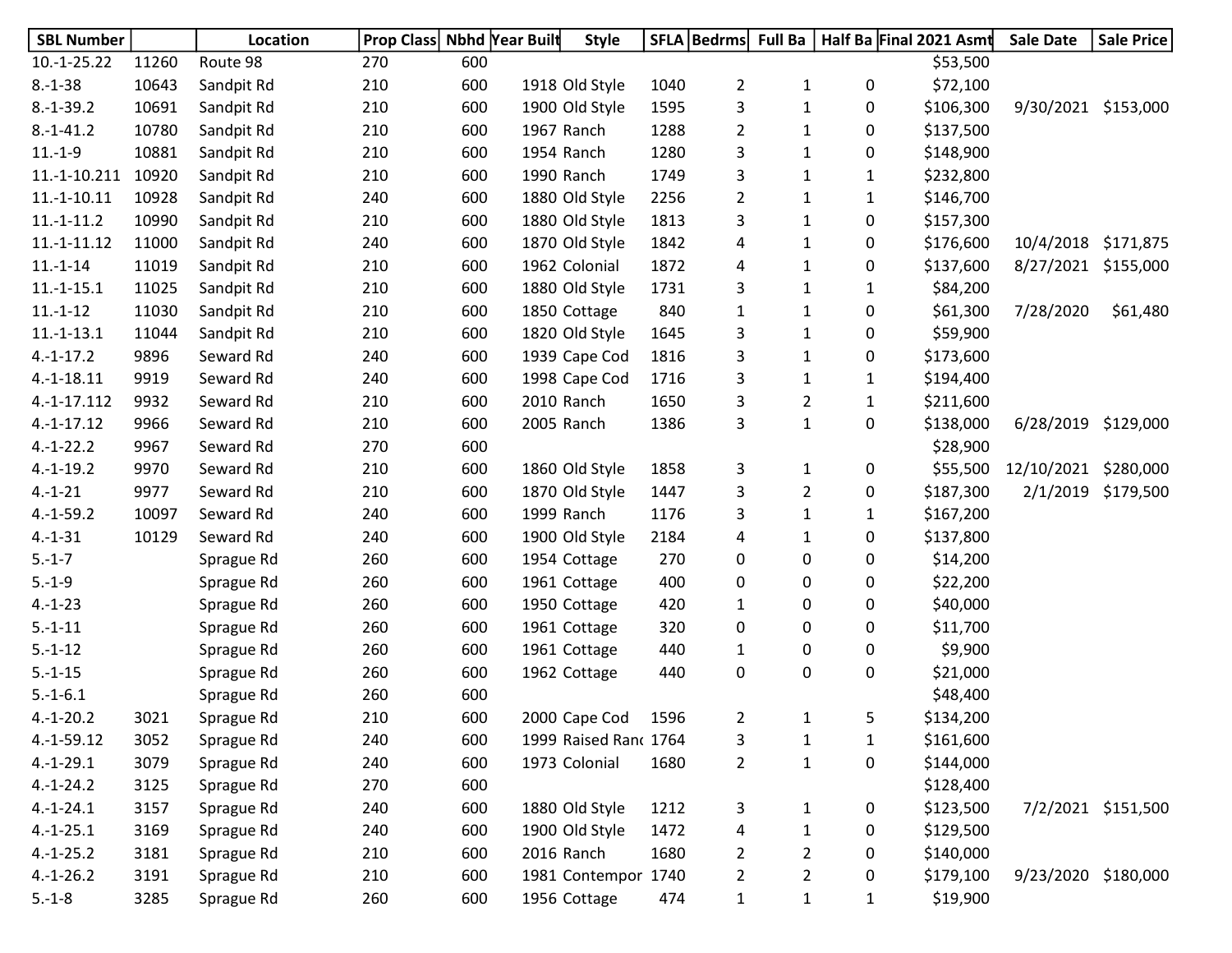| SBL Number | | Location | Prop Class | Nbhd | Year Built | Style | SFLA | Bedrms | Full Ba | Half Ba | Final 2021 Asmt | Sale Date | Sale Price |
|---|---|---|---|---|---|---|---|---|---|---|---|---|---|
| 10.-1-25.22 | 11260 | Route 98 | 270 | 600 | | | | | | | $53,500 | | |
| 8.-1-38 | 10643 | Sandpit Rd | 210 | 600 | 1918 | Old Style | 1040 | 2 | 1 | 0 | $72,100 | | |
| 8.-1-39.2 | 10691 | Sandpit Rd | 210 | 600 | 1900 | Old Style | 1595 | 3 | 1 | 0 | $106,300 | 9/30/2021 | $153,000 |
| 8.-1-41.2 | 10780 | Sandpit Rd | 210 | 600 | 1967 | Ranch | 1288 | 2 | 1 | 0 | $137,500 | | |
| 11.-1-9 | 10881 | Sandpit Rd | 210 | 600 | 1954 | Ranch | 1280 | 3 | 1 | 0 | $148,900 | | |
| 11.-1-10.211 | 10920 | Sandpit Rd | 210 | 600 | 1990 | Ranch | 1749 | 3 | 1 | 1 | $232,800 | | |
| 11.-1-10.11 | 10928 | Sandpit Rd | 240 | 600 | 1880 | Old Style | 2256 | 2 | 1 | 1 | $146,700 | | |
| 11.-1-11.2 | 10990 | Sandpit Rd | 210 | 600 | 1880 | Old Style | 1813 | 3 | 1 | 0 | $157,300 | | |
| 11.-1-11.12 | 11000 | Sandpit Rd | 240 | 600 | 1870 | Old Style | 1842 | 4 | 1 | 0 | $176,600 | 10/4/2018 | $171,875 |
| 11.-1-14 | 11019 | Sandpit Rd | 210 | 600 | 1962 | Colonial | 1872 | 4 | 1 | 0 | $137,600 | 8/27/2021 | $155,000 |
| 11.-1-15.1 | 11025 | Sandpit Rd | 210 | 600 | 1880 | Old Style | 1731 | 3 | 1 | 1 | $84,200 | | |
| 11.-1-12 | 11030 | Sandpit Rd | 210 | 600 | 1850 | Cottage | 840 | 1 | 1 | 0 | $61,300 | 7/28/2020 | $61,480 |
| 11.-1-13.1 | 11044 | Sandpit Rd | 210 | 600 | 1820 | Old Style | 1645 | 3 | 1 | 0 | $59,900 | | |
| 4.-1-17.2 | 9896 | Seward Rd | 240 | 600 | 1939 | Cape Cod | 1816 | 3 | 1 | 0 | $173,600 | | |
| 4.-1-18.11 | 9919 | Seward Rd | 240 | 600 | 1998 | Cape Cod | 1716 | 3 | 1 | 1 | $194,400 | | |
| 4.-1-17.112 | 9932 | Seward Rd | 210 | 600 | 2010 | Ranch | 1650 | 3 | 2 | 1 | $211,600 | | |
| 4.-1-17.12 | 9966 | Seward Rd | 210 | 600 | 2005 | Ranch | 1386 | 3 | 1 | 0 | $138,000 | 6/28/2019 | $129,000 |
| 4.-1-22.2 | 9967 | Seward Rd | 270 | 600 | | | | | | | $28,900 | | |
| 4.-1-19.2 | 9970 | Seward Rd | 210 | 600 | 1860 | Old Style | 1858 | 3 | 1 | 0 | $55,500 | 12/10/2021 | $280,000 |
| 4.-1-21 | 9977 | Seward Rd | 210 | 600 | 1870 | Old Style | 1447 | 3 | 2 | 0 | $187,300 | 2/1/2019 | $179,500 |
| 4.-1-59.2 | 10097 | Seward Rd | 240 | 600 | 1999 | Ranch | 1176 | 3 | 1 | 1 | $167,200 | | |
| 4.-1-31 | 10129 | Seward Rd | 240 | 600 | 1900 | Old Style | 2184 | 4 | 1 | 0 | $137,800 | | |
| 5.-1-7 | | Sprague Rd | 260 | 600 | 1954 | Cottage | 270 | 0 | 0 | 0 | $14,200 | | |
| 5.-1-9 | | Sprague Rd | 260 | 600 | 1961 | Cottage | 400 | 0 | 0 | 0 | $22,200 | | |
| 4.-1-23 | | Sprague Rd | 260 | 600 | 1950 | Cottage | 420 | 1 | 0 | 0 | $40,000 | | |
| 5.-1-11 | | Sprague Rd | 260 | 600 | 1961 | Cottage | 320 | 0 | 0 | 0 | $11,700 | | |
| 5.-1-12 | | Sprague Rd | 260 | 600 | 1961 | Cottage | 440 | 1 | 0 | 0 | $9,900 | | |
| 5.-1-15 | | Sprague Rd | 260 | 600 | 1962 | Cottage | 440 | 0 | 0 | 0 | $21,000 | | |
| 5.-1-6.1 | | Sprague Rd | 260 | 600 | | | | | | | $48,400 | | |
| 4.-1-20.2 | 3021 | Sprague Rd | 210 | 600 | 2000 | Cape Cod | 1596 | 2 | 1 | 5 | $134,200 | | |
| 4.-1-59.12 | 3052 | Sprague Rd | 240 | 600 | 1999 | Raised Ranc | 1764 | 3 | 1 | 1 | $161,600 | | |
| 4.-1-29.1 | 3079 | Sprague Rd | 240 | 600 | 1973 | Colonial | 1680 | 2 | 1 | 0 | $144,000 | | |
| 4.-1-24.2 | 3125 | Sprague Rd | 270 | 600 | | | | | | | $128,400 | | |
| 4.-1-24.1 | 3157 | Sprague Rd | 240 | 600 | 1880 | Old Style | 1212 | 3 | 1 | 0 | $123,500 | 7/2/2021 | $151,500 |
| 4.-1-25.1 | 3169 | Sprague Rd | 240 | 600 | 1900 | Old Style | 1472 | 4 | 1 | 0 | $129,500 | | |
| 4.-1-25.2 | 3181 | Sprague Rd | 210 | 600 | 2016 | Ranch | 1680 | 2 | 2 | 0 | $140,000 | | |
| 4.-1-26.2 | 3191 | Sprague Rd | 210 | 600 | 1981 | Contempor | 1740 | 2 | 2 | 0 | $179,100 | 9/23/2020 | $180,000 |
| 5.-1-8 | 3285 | Sprague Rd | 260 | 600 | 1956 | Cottage | 474 | 1 | 1 | 1 | $19,900 | | |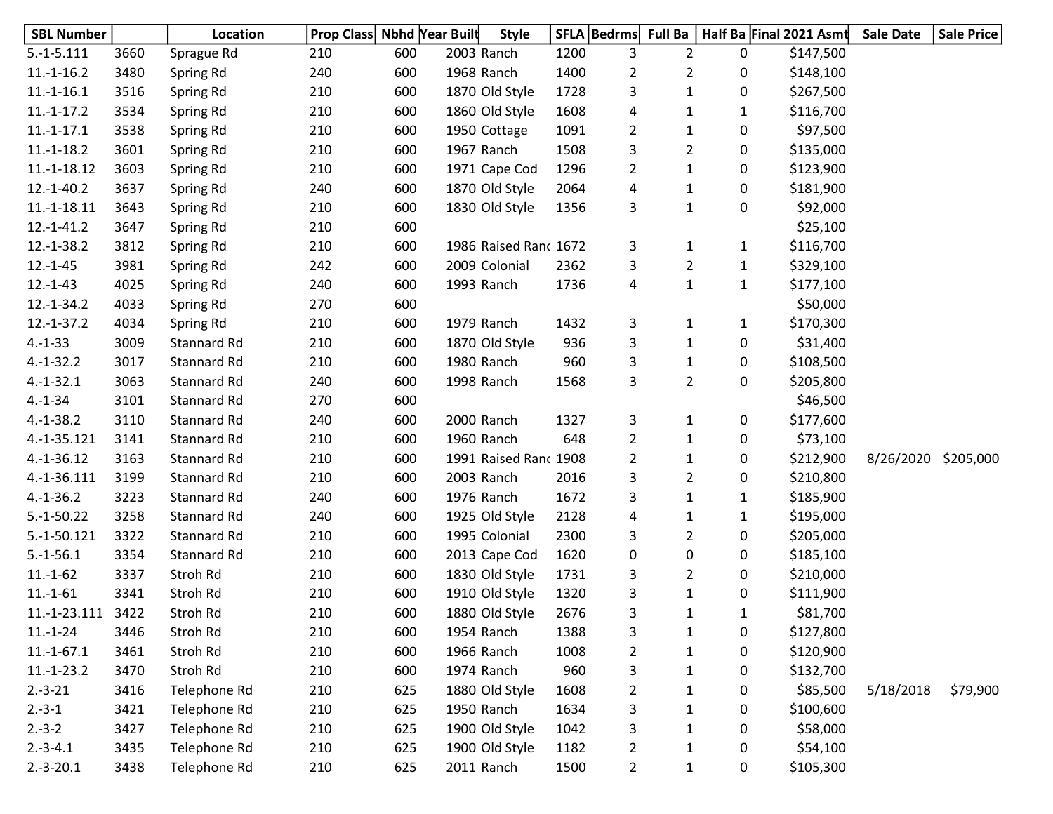| SBL Number | | Location | Prop Class | Nbhd | Year Built | Style | SFLA | Bedrms | Full Ba | Half Ba | Final 2021 Asmt | Sale Date | Sale Price |
|---|---|---|---|---|---|---|---|---|---|---|---|---|---|
| 5.-1-5.111 | 3660 | Sprague Rd | 210 | 600 | 2003 | Ranch | 1200 | 3 | 2 | 0 | $147,500 | | |
| 11.-1-16.2 | 3480 | Spring Rd | 240 | 600 | 1968 | Ranch | 1400 | 2 | 2 | 0 | $148,100 | | |
| 11.-1-16.1 | 3516 | Spring Rd | 210 | 600 | 1870 | Old Style | 1728 | 3 | 1 | 0 | $267,500 | | |
| 11.-1-17.2 | 3534 | Spring Rd | 210 | 600 | 1860 | Old Style | 1608 | 4 | 1 | 1 | $116,700 | | |
| 11.-1-17.1 | 3538 | Spring Rd | 210 | 600 | 1950 | Cottage | 1091 | 2 | 1 | 0 | $97,500 | | |
| 11.-1-18.2 | 3601 | Spring Rd | 210 | 600 | 1967 | Ranch | 1508 | 3 | 2 | 0 | $135,000 | | |
| 11.-1-18.12 | 3603 | Spring Rd | 210 | 600 | 1971 | Cape Cod | 1296 | 2 | 1 | 0 | $123,900 | | |
| 12.-1-40.2 | 3637 | Spring Rd | 240 | 600 | 1870 | Old Style | 2064 | 4 | 1 | 0 | $181,900 | | |
| 11.-1-18.11 | 3643 | Spring Rd | 210 | 600 | 1830 | Old Style | 1356 | 3 | 1 | 0 | $92,000 | | |
| 12.-1-41.2 | 3647 | Spring Rd | 210 | 600 | | | | | | | $25,100 | | |
| 12.-1-38.2 | 3812 | Spring Rd | 210 | 600 | 1986 | Raised Ranc | 1672 | 3 | 1 | 1 | $116,700 | | |
| 12.-1-45 | 3981 | Spring Rd | 242 | 600 | 2009 | Colonial | 2362 | 3 | 2 | 1 | $329,100 | | |
| 12.-1-43 | 4025 | Spring Rd | 240 | 600 | 1993 | Ranch | 1736 | 4 | 1 | 1 | $177,100 | | |
| 12.-1-34.2 | 4033 | Spring Rd | 270 | 600 | | | | | | | $50,000 | | |
| 12.-1-37.2 | 4034 | Spring Rd | 210 | 600 | 1979 | Ranch | 1432 | 3 | 1 | 1 | $170,300 | | |
| 4.-1-33 | 3009 | Stannard Rd | 210 | 600 | 1870 | Old Style | 936 | 3 | 1 | 0 | $31,400 | | |
| 4.-1-32.2 | 3017 | Stannard Rd | 210 | 600 | 1980 | Ranch | 960 | 3 | 1 | 0 | $108,500 | | |
| 4.-1-32.1 | 3063 | Stannard Rd | 240 | 600 | 1998 | Ranch | 1568 | 3 | 2 | 0 | $205,800 | | |
| 4.-1-34 | 3101 | Stannard Rd | 270 | 600 | | | | | | | $46,500 | | |
| 4.-1-38.2 | 3110 | Stannard Rd | 240 | 600 | 2000 | Ranch | 1327 | 3 | 1 | 0 | $177,600 | | |
| 4.-1-35.121 | 3141 | Stannard Rd | 210 | 600 | 1960 | Ranch | 648 | 2 | 1 | 0 | $73,100 | | |
| 4.-1-36.12 | 3163 | Stannard Rd | 210 | 600 | 1991 | Raised Ranc | 1908 | 2 | 1 | 0 | $212,900 | 8/26/2020 | $205,000 |
| 4.-1-36.111 | 3199 | Stannard Rd | 210 | 600 | 2003 | Ranch | 2016 | 3 | 2 | 0 | $210,800 | | |
| 4.-1-36.2 | 3223 | Stannard Rd | 240 | 600 | 1976 | Ranch | 1672 | 3 | 1 | 1 | $185,900 | | |
| 5.-1-50.22 | 3258 | Stannard Rd | 240 | 600 | 1925 | Old Style | 2128 | 4 | 1 | 1 | $195,000 | | |
| 5.-1-50.121 | 3322 | Stannard Rd | 210 | 600 | 1995 | Colonial | 2300 | 3 | 2 | 0 | $205,000 | | |
| 5.-1-56.1 | 3354 | Stannard Rd | 210 | 600 | 2013 | Cape Cod | 1620 | 0 | 0 | 0 | $185,100 | | |
| 11.-1-62 | 3337 | Stroh Rd | 210 | 600 | 1830 | Old Style | 1731 | 3 | 2 | 0 | $210,000 | | |
| 11.-1-61 | 3341 | Stroh Rd | 210 | 600 | 1910 | Old Style | 1320 | 3 | 1 | 0 | $111,900 | | |
| 11.-1-23.111 | 3422 | Stroh Rd | 210 | 600 | 1880 | Old Style | 2676 | 3 | 1 | 1 | $81,700 | | |
| 11.-1-24 | 3446 | Stroh Rd | 210 | 600 | 1954 | Ranch | 1388 | 3 | 1 | 0 | $127,800 | | |
| 11.-1-67.1 | 3461 | Stroh Rd | 210 | 600 | 1966 | Ranch | 1008 | 2 | 1 | 0 | $120,900 | | |
| 11.-1-23.2 | 3470 | Stroh Rd | 210 | 600 | 1974 | Ranch | 960 | 3 | 1 | 0 | $132,700 | | |
| 2.-3-21 | 3416 | Telephone Rd | 210 | 625 | 1880 | Old Style | 1608 | 2 | 1 | 0 | $85,500 | 5/18/2018 | $79,900 |
| 2.-3-1 | 3421 | Telephone Rd | 210 | 625 | 1950 | Ranch | 1634 | 3 | 1 | 0 | $100,600 | | |
| 2.-3-2 | 3427 | Telephone Rd | 210 | 625 | 1900 | Old Style | 1042 | 3 | 1 | 0 | $58,000 | | |
| 2.-3-4.1 | 3435 | Telephone Rd | 210 | 625 | 1900 | Old Style | 1182 | 2 | 1 | 0 | $54,100 | | |
| 2.-3-20.1 | 3438 | Telephone Rd | 210 | 625 | 2011 | Ranch | 1500 | 2 | 1 | 0 | $105,300 | | |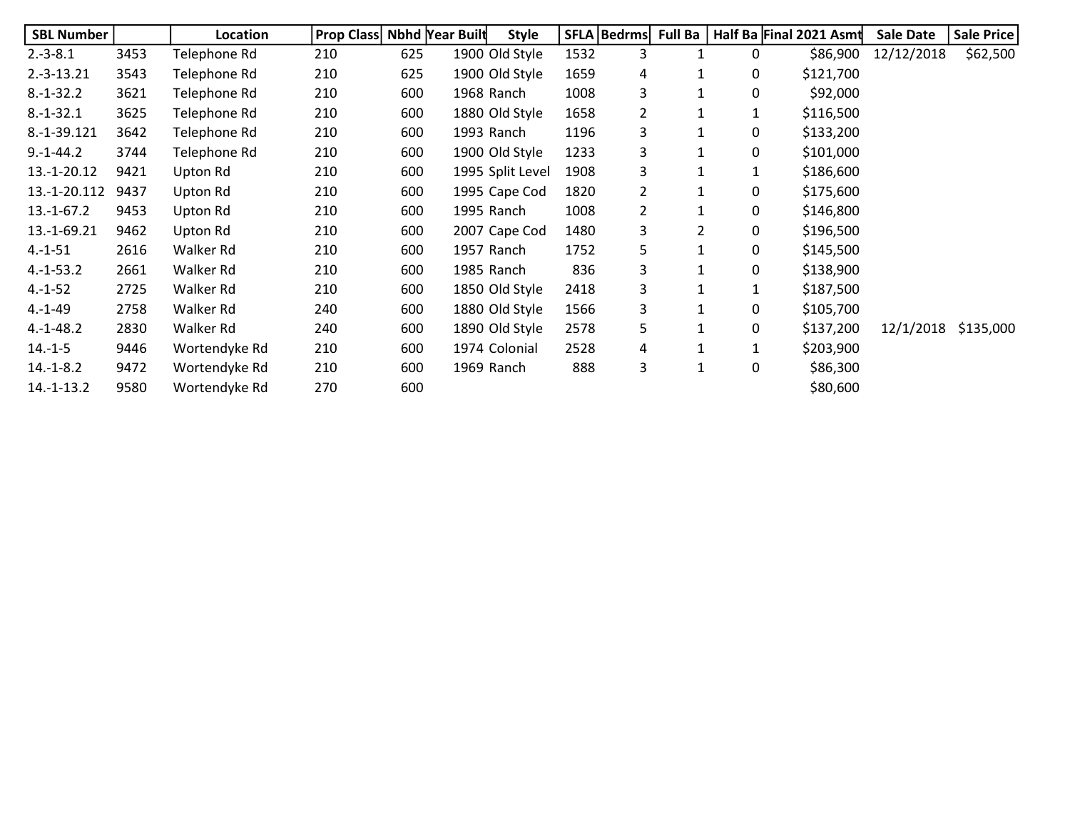| SBL Number | | Location | Prop Class | Nbhd | Year Built | Style | SFLA | Bedrms | Full Ba | Half Ba | Final 2021 Asmt | Sale Date | Sale Price |
|---|---|---|---|---|---|---|---|---|---|---|---|---|---|
| 2.-3-8.1 | 3453 | Telephone Rd | 210 | 625 | 1900 | Old Style | 1532 | 3 | 1 | 0 | $86,900 | 12/12/2018 | $62,500 |
| 2.-3-13.21 | 3543 | Telephone Rd | 210 | 625 | 1900 | Old Style | 1659 | 4 | 1 | 0 | $121,700 | | |
| 8.-1-32.2 | 3621 | Telephone Rd | 210 | 600 | 1968 | Ranch | 1008 | 3 | 1 | 0 | $92,000 | | |
| 8.-1-32.1 | 3625 | Telephone Rd | 210 | 600 | 1880 | Old Style | 1658 | 2 | 1 | 1 | $116,500 | | |
| 8.-1-39.121 | 3642 | Telephone Rd | 210 | 600 | 1993 | Ranch | 1196 | 3 | 1 | 0 | $133,200 | | |
| 9.-1-44.2 | 3744 | Telephone Rd | 210 | 600 | 1900 | Old Style | 1233 | 3 | 1 | 0 | $101,000 | | |
| 13.-1-20.12 | 9421 | Upton Rd | 210 | 600 | 1995 | Split Level | 1908 | 3 | 1 | 1 | $186,600 | | |
| 13.-1-20.112 | 9437 | Upton Rd | 210 | 600 | 1995 | Cape Cod | 1820 | 2 | 1 | 0 | $175,600 | | |
| 13.-1-67.2 | 9453 | Upton Rd | 210 | 600 | 1995 | Ranch | 1008 | 2 | 1 | 0 | $146,800 | | |
| 13.-1-69.21 | 9462 | Upton Rd | 210 | 600 | 2007 | Cape Cod | 1480 | 3 | 2 | 0 | $196,500 | | |
| 4.-1-51 | 2616 | Walker Rd | 210 | 600 | 1957 | Ranch | 1752 | 5 | 1 | 0 | $145,500 | | |
| 4.-1-53.2 | 2661 | Walker Rd | 210 | 600 | 1985 | Ranch | 836 | 3 | 1 | 0 | $138,900 | | |
| 4.-1-52 | 2725 | Walker Rd | 210 | 600 | 1850 | Old Style | 2418 | 3 | 1 | 1 | $187,500 | | |
| 4.-1-49 | 2758 | Walker Rd | 240 | 600 | 1880 | Old Style | 1566 | 3 | 1 | 0 | $105,700 | | |
| 4.-1-48.2 | 2830 | Walker Rd | 240 | 600 | 1890 | Old Style | 2578 | 5 | 1 | 0 | $137,200 | 12/1/2018 | $135,000 |
| 14.-1-5 | 9446 | Wortendyke Rd | 210 | 600 | 1974 | Colonial | 2528 | 4 | 1 | 1 | $203,900 | | |
| 14.-1-8.2 | 9472 | Wortendyke Rd | 210 | 600 | 1969 | Ranch | 888 | 3 | 1 | 0 | $86,300 | | |
| 14.-1-13.2 | 9580 | Wortendyke Rd | 270 | 600 | | | | | | | $80,600 | | |